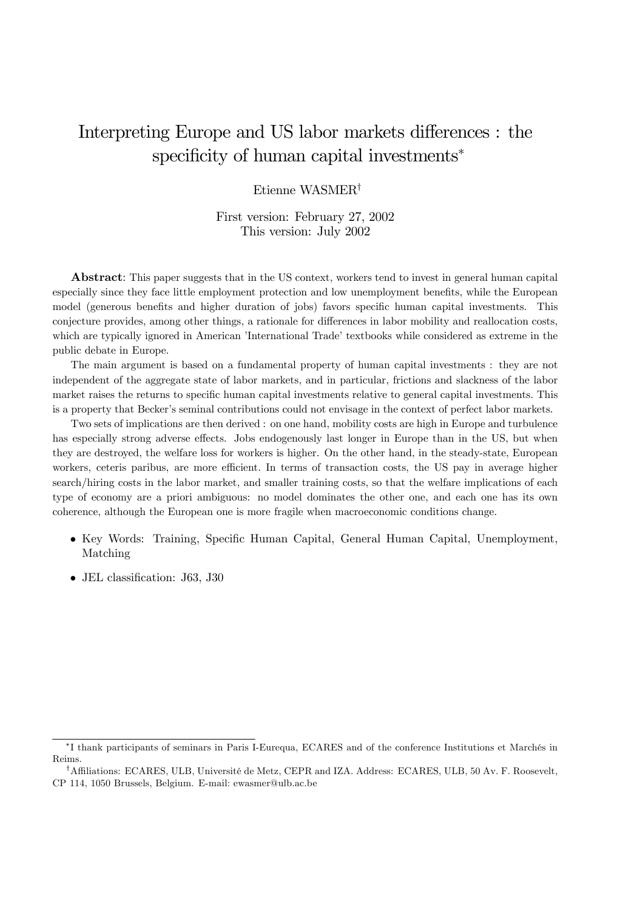# Interpreting Europe and US labor markets differences : the specificity of human capital investments*

Etienne WASMER†

First version: February 27, 2002
This version: July 2002

**Abstract**: This paper suggests that in the US context, workers tend to invest in general human capital especially since they face little employment protection and low unemployment benefits, while the European model (generous benefits and higher duration of jobs) favors specific human capital investments. This conjecture provides, among other things, a rationale for differences in labor mobility and reallocation costs, which are typically ignored in American 'International Trade' textbooks while considered as extreme in the public debate in Europe.

The main argument is based on a fundamental property of human capital investments : they are not independent of the aggregate state of labor markets, and in particular, frictions and slackness of the labor market raises the returns to specific human capital investments relative to general capital investments. This is a property that Becker's seminal contributions could not envisage in the context of perfect labor markets.

Two sets of implications are then derived : on one hand, mobility costs are high in Europe and turbulence has especially strong adverse effects. Jobs endogenously last longer in Europe than in the US, but when they are destroyed, the welfare loss for workers is higher. On the other hand, in the steady-state, European workers, ceteris paribus, are more efficient. In terms of transaction costs, the US pay in average higher search/hiring costs in the labor market, and smaller training costs, so that the welfare implications of each type of economy are a priori ambiguous: no model dominates the other one, and each one has its own coherence, although the European one is more fragile when macroeconomic conditions change.

- Key Words: Training, Specific Human Capital, General Human Capital, Unemployment, Matching
- JEL classification: J63, J30

---

*I thank participants of seminars in Paris I-Eurequa, ECARES and of the conference Institutions et Marchés in Reims.

†Affiliations: ECARES, ULB, Université de Metz, CEPR and IZA. Address: ECARES, ULB, 50 Av. F. Roosevelt, CP 114, 1050 Brussels, Belgium. E-mail: ewasmer@ulb.ac.be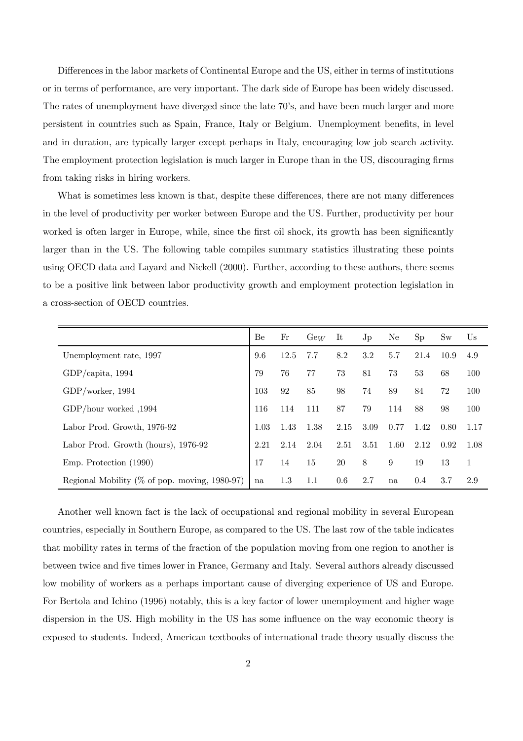Differences in the labor markets of Continental Europe and the US, either in terms of institutions or in terms of performance, are very important. The dark side of Europe has been widely discussed. The rates of unemployment have diverged since the late 70's, and have been much larger and more persistent in countries such as Spain, France, Italy or Belgium. Unemployment benefits, in level and in duration, are typically larger except perhaps in Italy, encouraging low job search activity. The employment protection legislation is much larger in Europe than in the US, discouraging firms from taking risks in hiring workers.

What is sometimes less known is that, despite these differences, there are not many differences in the level of productivity per worker between Europe and the US. Further, productivity per hour worked is often larger in Europe, while, since the first oil shock, its growth has been significantly larger than in the US. The following table compiles summary statistics illustrating these points using OECD data and Layard and Nickell (2000). Further, according to these authors, there seems to be a positive link between labor productivity growth and employment protection legislation in a cross-section of OECD countries.

| | Be | Fr | $Ge_W$ | It | Jp | Ne | Sp | Sw | Us |
|---|---|---|---|---|---|---|---|---|---|
| Unemployment rate, 1997 | 9.6 | 12.5 | 7.7 | 8.2 | 3.2 | 5.7 | 21.4 | 10.9 | 4.9 |
| GDP/capita, 1994 | 79 | 76 | 77 | 73 | 81 | 73 | 53 | 68 | 100 |
| GDP/worker, 1994 | 103 | 92 | 85 | 98 | 74 | 89 | 84 | 72 | 100 |
| GDP/hour worked ,1994 | 116 | 114 | 111 | 87 | 79 | 114 | 88 | 98 | 100 |
| Labor Prod. Growth, 1976-92 | 1.03 | 1.43 | 1.38 | 2.15 | 3.09 | 0.77 | 1.42 | 0.80 | 1.17 |
| Labor Prod. Growth (hours), 1976-92 | 2.21 | 2.14 | 2.04 | 2.51 | 3.51 | 1.60 | 2.12 | 0.92 | 1.08 |
| Emp. Protection (1990) | 17 | 14 | 15 | 20 | 8 | 9 | 19 | 13 | 1 |
| Regional Mobility (% of pop. moving, 1980-97) | na | 1.3 | 1.1 | 0.6 | 2.7 | na | 0.4 | 3.7 | 2.9 |

Another well known fact is the lack of occupational and regional mobility in several European countries, especially in Southern Europe, as compared to the US. The last row of the table indicates that mobility rates in terms of the fraction of the population moving from one region to another is between twice and five times lower in France, Germany and Italy. Several authors already discussed low mobility of workers as a perhaps important cause of diverging experience of US and Europe. For Bertola and Ichino (1996) notably, this is a key factor of lower unemployment and higher wage dispersion in the US. High mobility in the US has some influence on the way economic theory is exposed to students. Indeed, American textbooks of international trade theory usually discuss the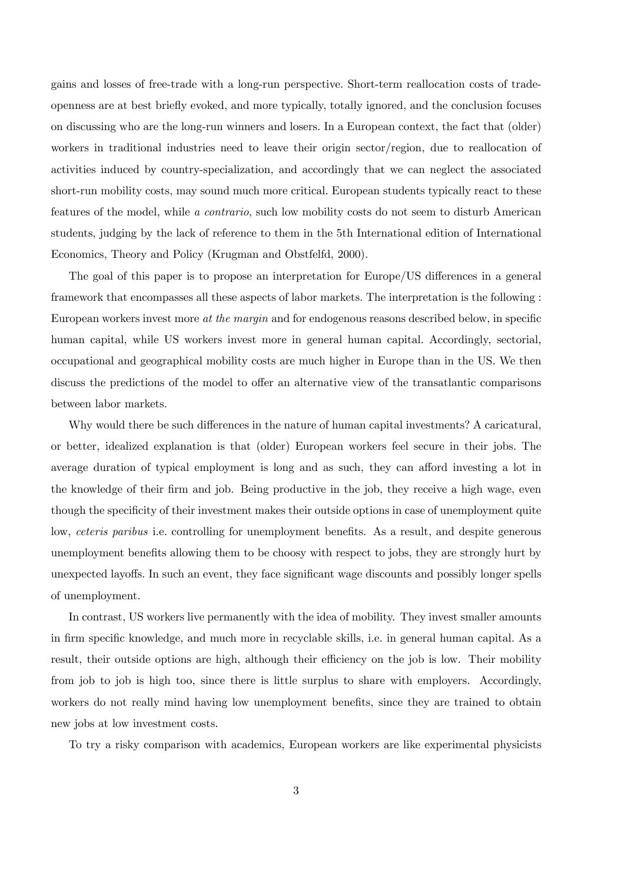gains and losses of free-trade with a long-run perspective. Short-term reallocation costs of trade-openness are at best briefly evoked, and more typically, totally ignored, and the conclusion focuses on discussing who are the long-run winners and losers. In a European context, the fact that (older) workers in traditional industries need to leave their origin sector/region, due to reallocation of activities induced by country-specialization, and accordingly that we can neglect the associated short-run mobility costs, may sound much more critical. European students typically react to these features of the model, while *a contrario*, such low mobility costs do not seem to disturb American students, judging by the lack of reference to them in the 5th International edition of International Economics, Theory and Policy (Krugman and Obstfelfd, 2000).

The goal of this paper is to propose an interpretation for Europe/US differences in a general framework that encompasses all these aspects of labor markets. The interpretation is the following : European workers invest more *at the margin* and for endogenous reasons described below, in specific human capital, while US workers invest more in general human capital. Accordingly, sectorial, occupational and geographical mobility costs are much higher in Europe than in the US. We then discuss the predictions of the model to offer an alternative view of the transatlantic comparisons between labor markets.

Why would there be such differences in the nature of human capital investments? A caricatural, or better, idealized explanation is that (older) European workers feel secure in their jobs. The average duration of typical employment is long and as such, they can afford investing a lot in the knowledge of their firm and job. Being productive in the job, they receive a high wage, even though the specificity of their investment makes their outside options in case of unemployment quite low, *ceteris paribus* i.e. controlling for unemployment benefits. As a result, and despite generous unemployment benefits allowing them to be choosy with respect to jobs, they are strongly hurt by unexpected layoffs. In such an event, they face significant wage discounts and possibly longer spells of unemployment.

In contrast, US workers live permanently with the idea of mobility. They invest smaller amounts in firm specific knowledge, and much more in recyclable skills, i.e. in general human capital. As a result, their outside options are high, although their efficiency on the job is low. Their mobility from job to job is high too, since there is little surplus to share with employers. Accordingly, workers do not really mind having low unemployment benefits, since they are trained to obtain new jobs at low investment costs.

To try a risky comparison with academics, European workers are like experimental physicists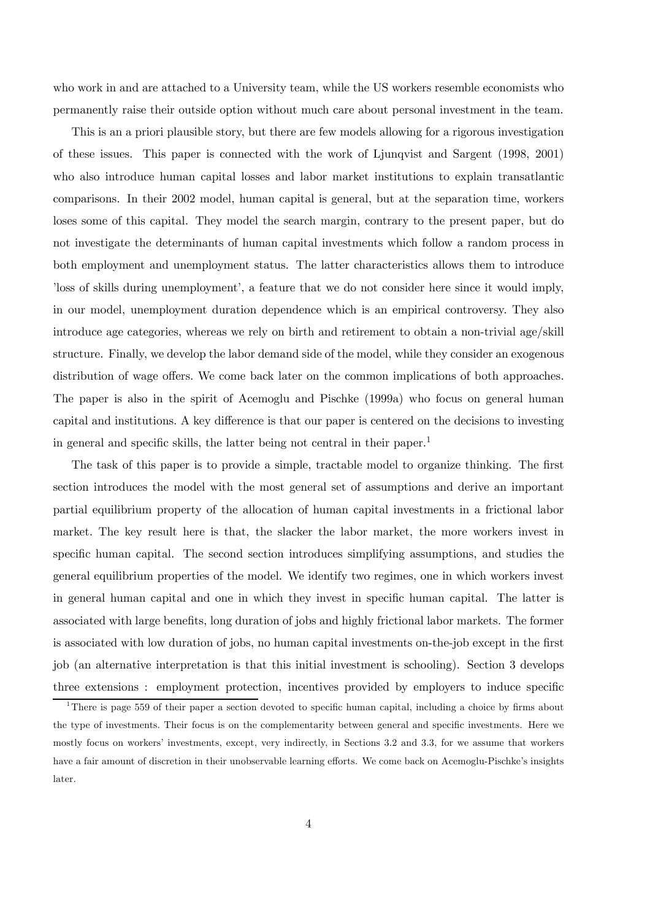who work in and are attached to a University team, while the US workers resemble economists who permanently raise their outside option without much care about personal investment in the team.

This is an a priori plausible story, but there are few models allowing for a rigorous investigation of these issues. This paper is connected with the work of Ljunqvist and Sargent (1998, 2001) who also introduce human capital losses and labor market institutions to explain transatlantic comparisons. In their 2002 model, human capital is general, but at the separation time, workers loses some of this capital. They model the search margin, contrary to the present paper, but do not investigate the determinants of human capital investments which follow a random process in both employment and unemployment status. The latter characteristics allows them to introduce 'loss of skills during unemployment', a feature that we do not consider here since it would imply, in our model, unemployment duration dependence which is an empirical controversy. They also introduce age categories, whereas we rely on birth and retirement to obtain a non-trivial age/skill structure. Finally, we develop the labor demand side of the model, while they consider an exogenous distribution of wage offers. We come back later on the common implications of both approaches. The paper is also in the spirit of Acemoglu and Pischke (1999a) who focus on general human capital and institutions. A key difference is that our paper is centered on the decisions to investing in general and specific skills, the latter being not central in their paper.[1]

The task of this paper is to provide a simple, tractable model to organize thinking. The first section introduces the model with the most general set of assumptions and derive an important partial equilibrium property of the allocation of human capital investments in a frictional labor market. The key result here is that, the slacker the labor market, the more workers invest in specific human capital. The second section introduces simplifying assumptions, and studies the general equilibrium properties of the model. We identify two regimes, one in which workers invest in general human capital and one in which they invest in specific human capital. The latter is associated with large benefits, long duration of jobs and highly frictional labor markets. The former is associated with low duration of jobs, no human capital investments on-the-job except in the first job (an alternative interpretation is that this initial investment is schooling). Section 3 develops three extensions : employment protection, incentives provided by employers to induce specific

[1] There is page 559 of their paper a section devoted to specific human capital, including a choice by firms about the type of investments. Their focus is on the complementarity between general and specific investments. Here we mostly focus on workers' investments, except, very indirectly, in Sections 3.2 and 3.3, for we assume that workers have a fair amount of discretion in their unobservable learning efforts. We come back on Acemoglu-Pischke's insights later.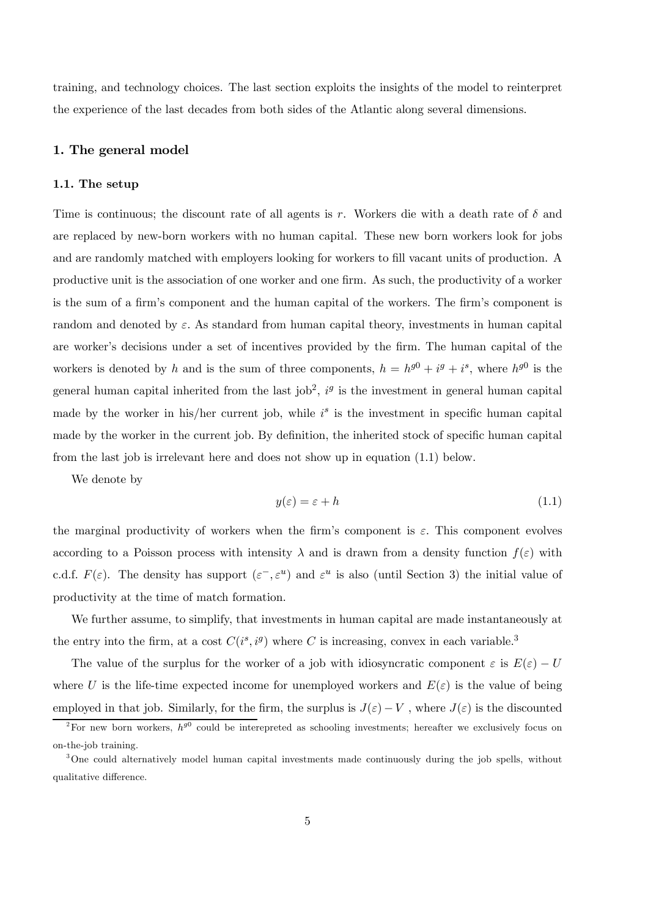training, and technology choices. The last section exploits the insights of the model to reinterpret the experience of the last decades from both sides of the Atlantic along several dimensions.

## 1. The general model

### 1.1. The setup

Time is continuous; the discount rate of all agents is $r$. Workers die with a death rate of $\delta$ and are replaced by new-born workers with no human capital. These new born workers look for jobs and are randomly matched with employers looking for workers to fill vacant units of production. A productive unit is the association of one worker and one firm. As such, the productivity of a worker is the sum of a firm's component and the human capital of the workers. The firm's component is random and denoted by $\varepsilon$. As standard from human capital theory, investments in human capital are worker's decisions under a set of incentives provided by the firm. The human capital of the workers is denoted by $h$ and is the sum of three components, $h = h^{g0} + i^g + i^s$, where $h^{g0}$ is the general human capital inherited from the last job[2], $i^g$ is the investment in general human capital made by the worker in his/her current job, while $i^s$ is the investment in specific human capital made by the worker in the current job. By definition, the inherited stock of specific human capital from the last job is irrelevant here and does not show up in equation (1.1) below.

We denote by

$$y(\varepsilon) = \varepsilon + h \tag{1.1}$$

the marginal productivity of workers when the firm's component is $\varepsilon$. This component evolves according to a Poisson process with intensity $\lambda$ and is drawn from a density function $f(\varepsilon)$ with c.d.f. $F(\varepsilon)$. The density has support $(\varepsilon^-, \varepsilon^u)$ and $\varepsilon^u$ is also (until Section 3) the initial value of productivity at the time of match formation.

We further assume, to simplify, that investments in human capital are made instantaneously at the entry into the firm, at a cost $C(i^s, i^g)$ where $C$ is increasing, convex in each variable.[3]

The value of the surplus for the worker of a job with idiosyncratic component $\varepsilon$ is $E(\varepsilon) - U$ where $U$ is the life-time expected income for unemployed workers and $E(\varepsilon)$ is the value of being employed in that job. Similarly, for the firm, the surplus is $J(\varepsilon) - V$ , where $J(\varepsilon)$ is the discounted

[2] For new born workers, $h^{g0}$ could be interepreted as schooling investments; hereafter we exclusively focus on on-the-job training.

[3] One could alternatively model human capital investments made continuously during the job spells, without qualitative difference.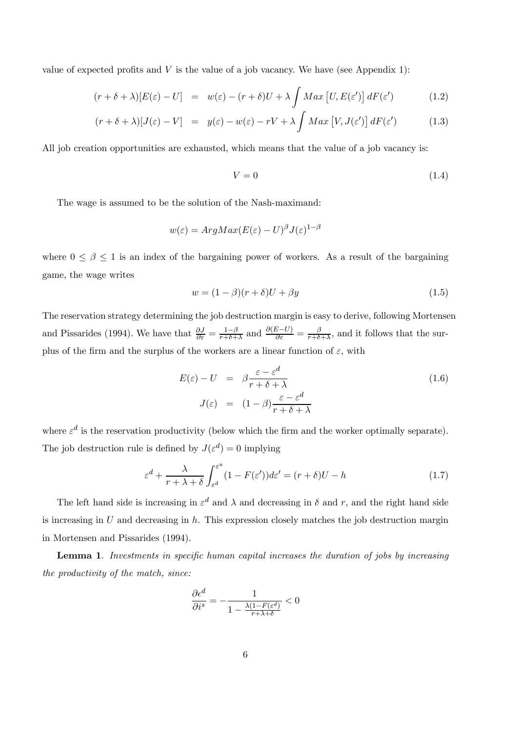value of expected profits and $V$ is the value of a job vacancy. We have (see Appendix 1):

$$
(r+\delta+\lambda)[E(\varepsilon)-U] = w(\varepsilon)-(r+\delta)U+\lambda\int Max\left[U,E(\varepsilon')\right]dF(\varepsilon') \tag{1.2}
$$

$$
(r+\delta+\lambda)[J(\varepsilon)-V] = y(\varepsilon)-w(\varepsilon)-rV+\lambda\int Max\left[V,J(\varepsilon')\right]dF(\varepsilon') \tag{1.3}
$$

All job creation opportunities are exhausted, which means that the value of a job vacancy is:

$$
V=0 \tag{1.4}
$$

The wage is assumed to be the solution of the Nash-maximand:

$$
w(\varepsilon)=ArgMax(E(\varepsilon)-U)^{\beta}J(\varepsilon)^{1-\beta}
$$

where $0\leq\beta\leq 1$ is an index of the bargaining power of workers. As a result of the bargaining game, the wage writes

$$
w=(1-\beta)(r+\delta)U+\beta y \tag{1.5}
$$

The reservation strategy determining the job destruction margin is easy to derive, following Mortensen and Pissarides (1994). We have that $\frac{\partial J}{\partial\varepsilon}=\frac{1-\beta}{r+\delta+\lambda}$ and $\frac{\partial(E-U)}{\partial\varepsilon}=\frac{\beta}{r+\delta+\lambda}$, and it follows that the surplus of the firm and the surplus of the workers are a linear function of $\varepsilon$, with

$$
\begin{aligned}
E(\varepsilon)-U &= \beta\frac{\varepsilon-\varepsilon^{d}}{r+\delta+\lambda} \\
J(\varepsilon) &= (1-\beta)\frac{\varepsilon-\varepsilon^{d}}{r+\delta+\lambda}
\end{aligned} \tag{1.6}
$$

where $\varepsilon^d$ is the reservation productivity (below which the firm and the worker optimally separate). The job destruction rule is defined by $J(\varepsilon^d)=0$ implying

$$
\varepsilon^{d}+\frac{\lambda}{r+\lambda+\delta}\int_{\varepsilon^{d}}^{\varepsilon^{u}}(1-F(\varepsilon'))d\varepsilon'=(r+\delta)U-h \tag{1.7}
$$

The left hand side is increasing in $\varepsilon^d$ and $\lambda$ and decreasing in $\delta$ and $r$, and the right hand side is increasing in $U$ and decreasing in $h$. This expression closely matches the job destruction margin in Mortensen and Pissarides (1994).

**Lemma 1**. *Investments in specific human capital increases the duration of jobs by increasing the productivity of the match, since:*

$$
\frac{\partial\epsilon^{d}}{\partial i^{s}}=-\frac{1}{1-\frac{\lambda(1-F(\varepsilon^{d})}{r+\lambda+\delta}}<0
$$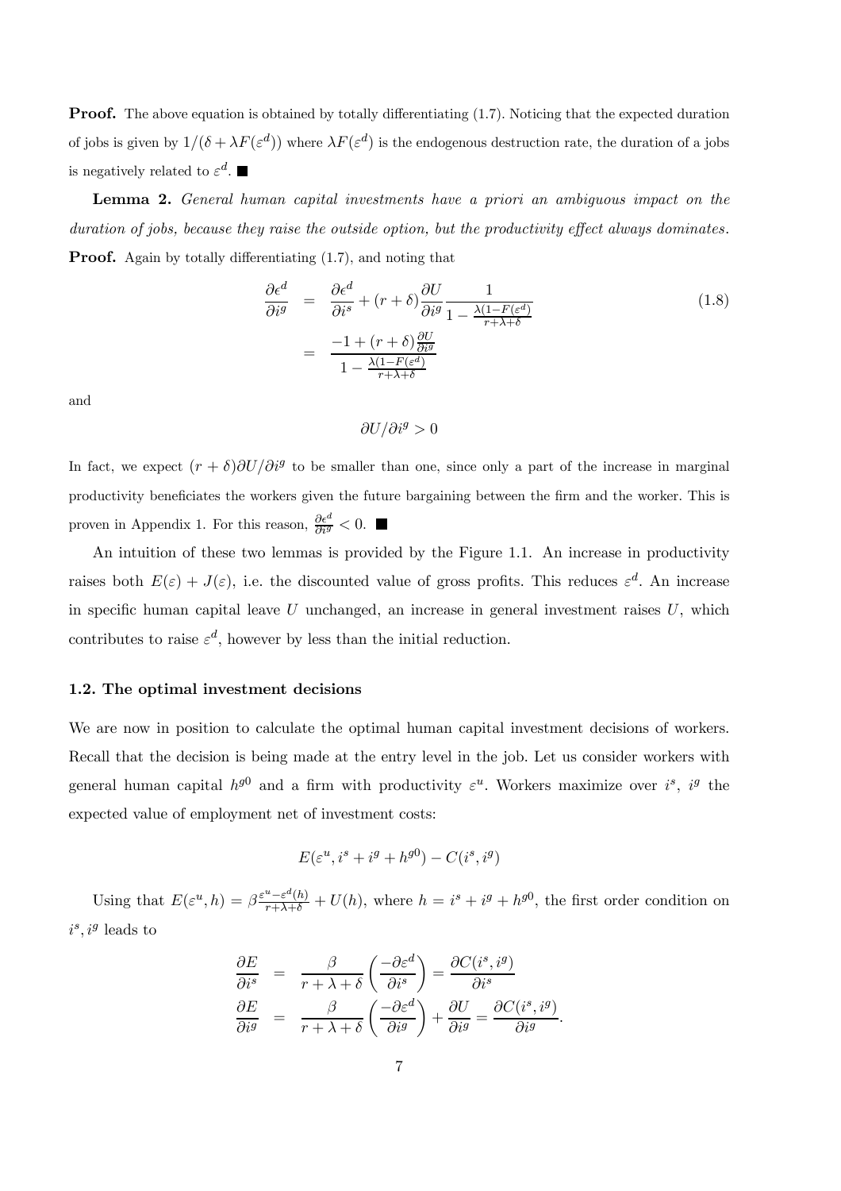**Proof.** The above equation is obtained by totally differentiating (1.7). Noticing that the expected duration of jobs is given by $1/(\delta + \lambda F(\varepsilon^d))$ where $\lambda F(\varepsilon^d)$ is the endogenous destruction rate, the duration of a jobs is negatively related to $\varepsilon^d$. ■

**Lemma 2.** *General human capital investments have a priori an ambiguous impact on the duration of jobs, because they raise the outside option, but the productivity effect always dominates.*

**Proof.** Again by totally differentiating (1.7), and noting that

$$
\begin{aligned}
\frac{\partial \epsilon^d}{\partial i^g} &= \frac{\partial \epsilon^d}{\partial i^s} + (r+\delta)\frac{\partial U}{\partial i^g}\frac{1}{1-\frac{\lambda(1-F(\varepsilon^d)}{r+\lambda+\delta}} \qquad (1.8)\\
&= \frac{-1+(r+\delta)\frac{\partial U}{\partial i^g}}{1-\frac{\lambda(1-F(\varepsilon^d)}{r+\lambda+\delta}}
\end{aligned}
$$

and

$$
\partial U/\partial i^g > 0
$$

In fact, we expect $(r+\delta)\partial U/\partial i^g$ to be smaller than one, since only a part of the increase in marginal productivity beneficiates the workers given the future bargaining between the firm and the worker. This is proven in Appendix 1. For this reason, $\frac{\partial \epsilon^d}{\partial i^g} < 0$. ■

An intuition of these two lemmas is provided by the Figure 1.1. An increase in productivity raises both $E(\varepsilon) + J(\varepsilon)$, i.e. the discounted value of gross profits. This reduces $\varepsilon^d$. An increase in specific human capital leave $U$ unchanged, an increase in general investment raises $U$, which contributes to raise $\varepsilon^d$, however by less than the initial reduction.

### 1.2. The optimal investment decisions

We are now in position to calculate the optimal human capital investment decisions of workers. Recall that the decision is being made at the entry level in the job. Let us consider workers with general human capital $h^{g0}$ and a firm with productivity $\varepsilon^u$. Workers maximize over $i^s$, $i^g$ the expected value of employment net of investment costs:

$$
E(\varepsilon^u, i^s + i^g + h^{g0}) - C(i^s, i^g)
$$

Using that $E(\varepsilon^u, h) = \beta\frac{\varepsilon^u - \varepsilon^d(h)}{r+\lambda+\delta} + U(h)$, where $h = i^s + i^g + h^{g0}$, the first order condition on $i^s, i^g$ leads to

$$
\begin{aligned}
\frac{\partial E}{\partial i^s} &= \frac{\beta}{r+\lambda+\delta}\left(\frac{-\partial \varepsilon^d}{\partial i^s}\right) = \frac{\partial C(i^s, i^g)}{\partial i^s}\\
\frac{\partial E}{\partial i^g} &= \frac{\beta}{r+\lambda+\delta}\left(\frac{-\partial \varepsilon^d}{\partial i^g}\right) + \frac{\partial U}{\partial i^g} = \frac{\partial C(i^s, i^g)}{\partial i^g}.
\end{aligned}
$$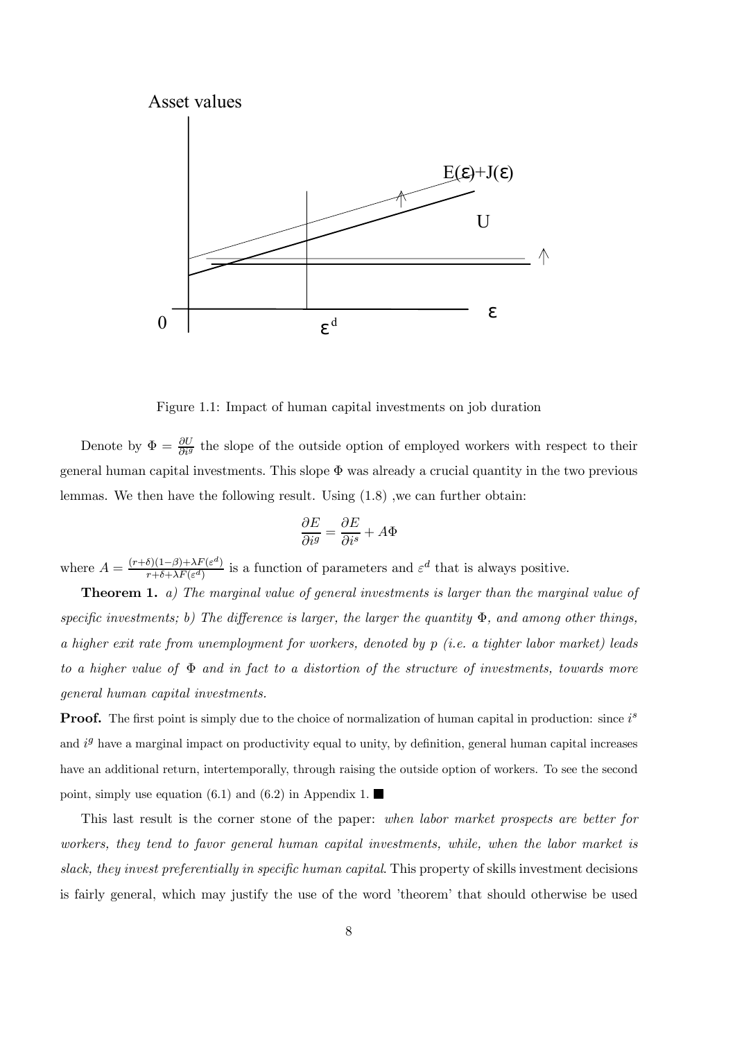Figure 1.1: Impact of human capital investments on job duration

Denote by $\Phi = \frac{\partial U}{\partial i^g}$ the slope of the outside option of employed workers with respect to their general human capital investments. This slope $\Phi$ was already a crucial quantity in the two previous lemmas. We then have the following result. Using (1.8) ,we can further obtain:

$$\frac{\partial E}{\partial i^g} = \frac{\partial E}{\partial i^s} + A\Phi$$

where $A = \frac{(r+\delta)(1-\beta)+\lambda F(\varepsilon^d)}{r+\delta+\lambda F(\varepsilon^d)}$ is a function of parameters and $\varepsilon^d$ that is always positive.

**Theorem 1.** *a) The marginal value of general investments is larger than the marginal value of specific investments; b) The difference is larger, the larger the quantity $\Phi$, and among other things, a higher exit rate from unemployment for workers, denoted by $p$ (i.e. a tighter labor market) leads to a higher value of $\Phi$ and in fact to a distortion of the structure of investments, towards more general human capital investments.*

**Proof.** The first point is simply due to the choice of normalization of human capital in production: since $i^s$ and $i^g$ have a marginal impact on productivity equal to unity, by definition, general human capital increases have an additional return, intertemporally, through raising the outside option of workers. To see the second point, simply use equation (6.1) and (6.2) in Appendix 1. ■

This last result is the corner stone of the paper: *when labor market prospects are better for workers, they tend to favor general human capital investments, while, when the labor market is slack, they invest preferentially in specific human capital*. This property of skills investment decisions is fairly general, which may justify the use of the word 'theorem' that should otherwise be used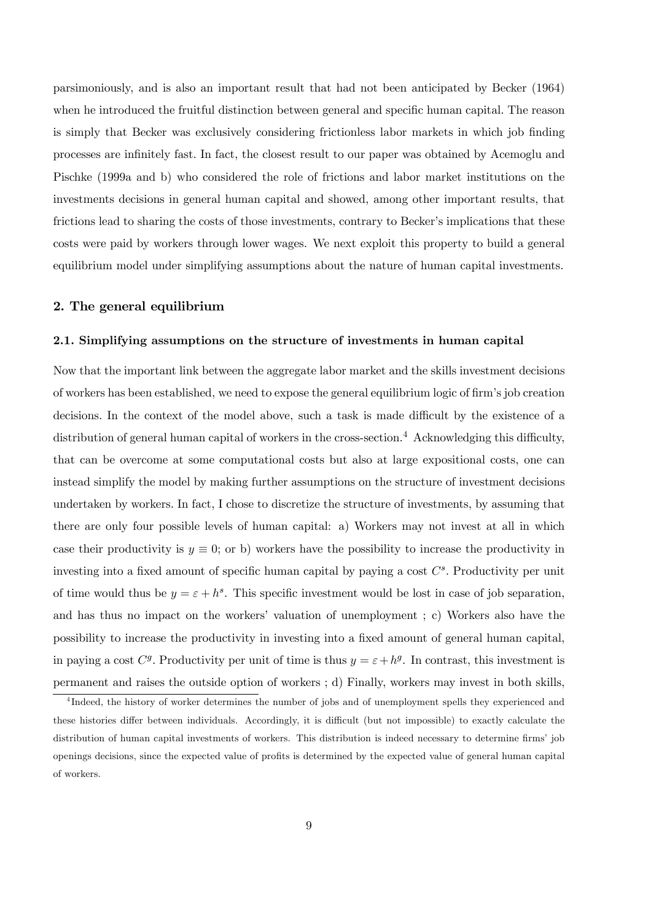parsimoniously, and is also an important result that had not been anticipated by Becker (1964) when he introduced the fruitful distinction between general and specific human capital. The reason is simply that Becker was exclusively considering frictionless labor markets in which job finding processes are infinitely fast. In fact, the closest result to our paper was obtained by Acemoglu and Pischke (1999a and b) who considered the role of frictions and labor market institutions on the investments decisions in general human capital and showed, among other important results, that frictions lead to sharing the costs of those investments, contrary to Becker's implications that these costs were paid by workers through lower wages. We next exploit this property to build a general equilibrium model under simplifying assumptions about the nature of human capital investments.

## 2. The general equilibrium

### 2.1. Simplifying assumptions on the structure of investments in human capital

Now that the important link between the aggregate labor market and the skills investment decisions of workers has been established, we need to expose the general equilibrium logic of firm's job creation decisions. In the context of the model above, such a task is made difficult by the existence of a distribution of general human capital of workers in the cross-section.[4] Acknowledging this difficulty, that can be overcome at some computational costs but also at large expositional costs, one can instead simplify the model by making further assumptions on the structure of investment decisions undertaken by workers. In fact, I chose to discretize the structure of investments, by assuming that there are only four possible levels of human capital: a) Workers may not invest at all in which case their productivity is $y \equiv 0$; or b) workers have the possibility to increase the productivity in investing into a fixed amount of specific human capital by paying a cost $C^s$. Productivity per unit of time would thus be $y = \varepsilon + h^s$. This specific investment would be lost in case of job separation, and has thus no impact on the workers' valuation of unemployment ; c) Workers also have the possibility to increase the productivity in investing into a fixed amount of general human capital, in paying a cost $C^g$. Productivity per unit of time is thus $y = \varepsilon + h^g$. In contrast, this investment is permanent and raises the outside option of workers ; d) Finally, workers may invest in both skills,

[4] Indeed, the history of worker determines the number of jobs and of unemployment spells they experienced and these histories differ between individuals. Accordingly, it is difficult (but not impossible) to exactly calculate the distribution of human capital investments of workers. This distribution is indeed necessary to determine firms' job openings decisions, since the expected value of profits is determined by the expected value of general human capital of workers.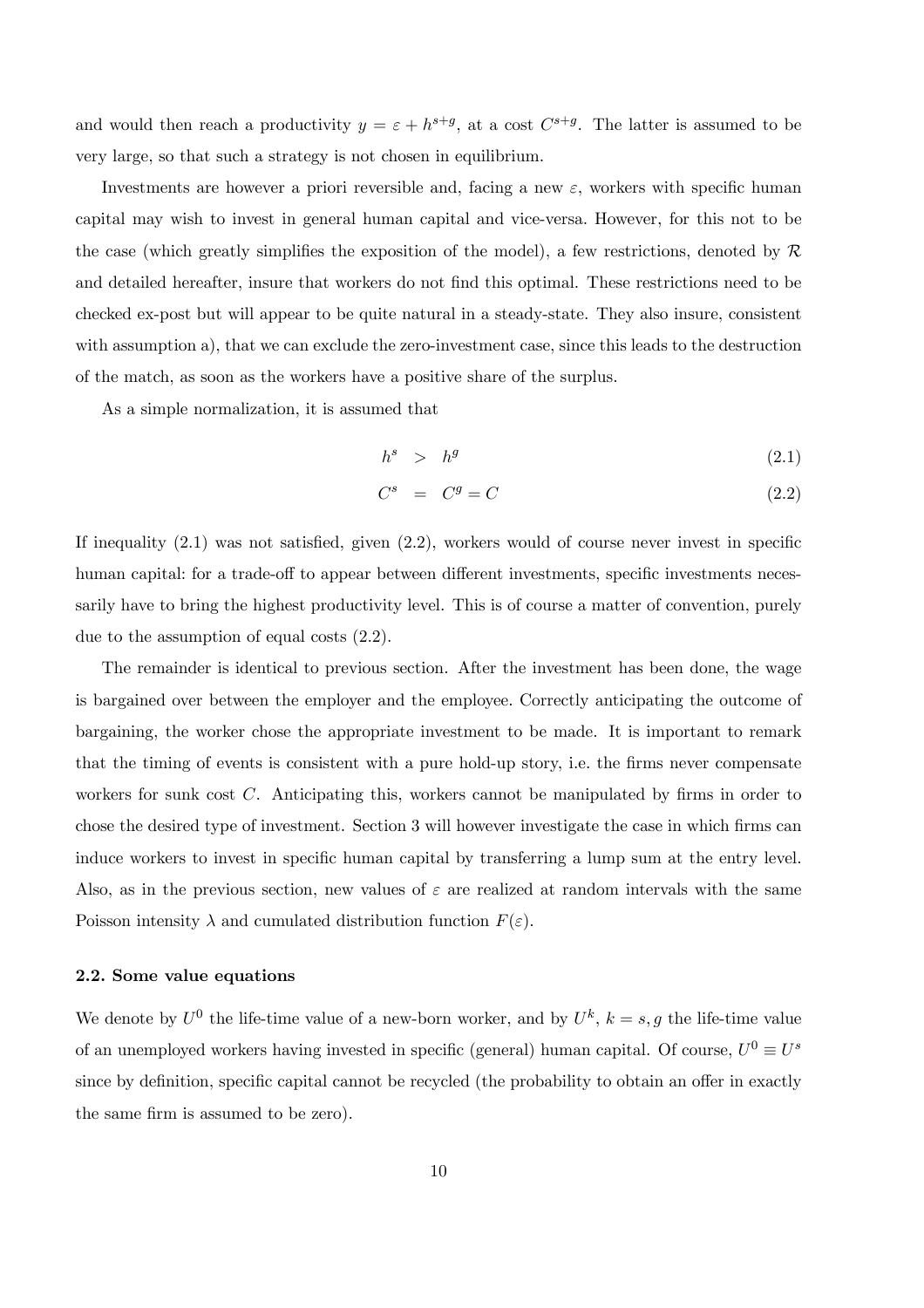and would then reach a productivity $y = \varepsilon + h^{s+g}$, at a cost $C^{s+g}$. The latter is assumed to be very large, so that such a strategy is not chosen in equilibrium.

Investments are however a priori reversible and, facing a new $\varepsilon$, workers with specific human capital may wish to invest in general human capital and vice-versa. However, for this not to be the case (which greatly simplifies the exposition of the model), a few restrictions, denoted by $\mathcal{R}$ and detailed hereafter, insure that workers do not find this optimal. These restrictions need to be checked ex-post but will appear to be quite natural in a steady-state. They also insure, consistent with assumption a), that we can exclude the zero-investment case, since this leads to the destruction of the match, as soon as the workers have a positive share of the surplus.

As a simple normalization, it is assumed that

$$h^s > h^g \tag{2.1}$$

$$C^s = C^g = C \tag{2.2}$$

If inequality (2.1) was not satisfied, given (2.2), workers would of course never invest in specific human capital: for a trade-off to appear between different investments, specific investments necessarily have to bring the highest productivity level. This is of course a matter of convention, purely due to the assumption of equal costs (2.2).

The remainder is identical to previous section. After the investment has been done, the wage is bargained over between the employer and the employee. Correctly anticipating the outcome of bargaining, the worker chose the appropriate investment to be made. It is important to remark that the timing of events is consistent with a pure hold-up story, i.e. the firms never compensate workers for sunk cost $C$. Anticipating this, workers cannot be manipulated by firms in order to chose the desired type of investment. Section 3 will however investigate the case in which firms can induce workers to invest in specific human capital by transferring a lump sum at the entry level. Also, as in the previous section, new values of $\varepsilon$ are realized at random intervals with the same Poisson intensity $\lambda$ and cumulated distribution function $F(\varepsilon)$.

### 2.2. Some value equations

We denote by $U^0$ the life-time value of a new-born worker, and by $U^k$, $k = s, g$ the life-time value of an unemployed workers having invested in specific (general) human capital. Of course, $U^0 \equiv U^s$ since by definition, specific capital cannot be recycled (the probability to obtain an offer in exactly the same firm is assumed to be zero).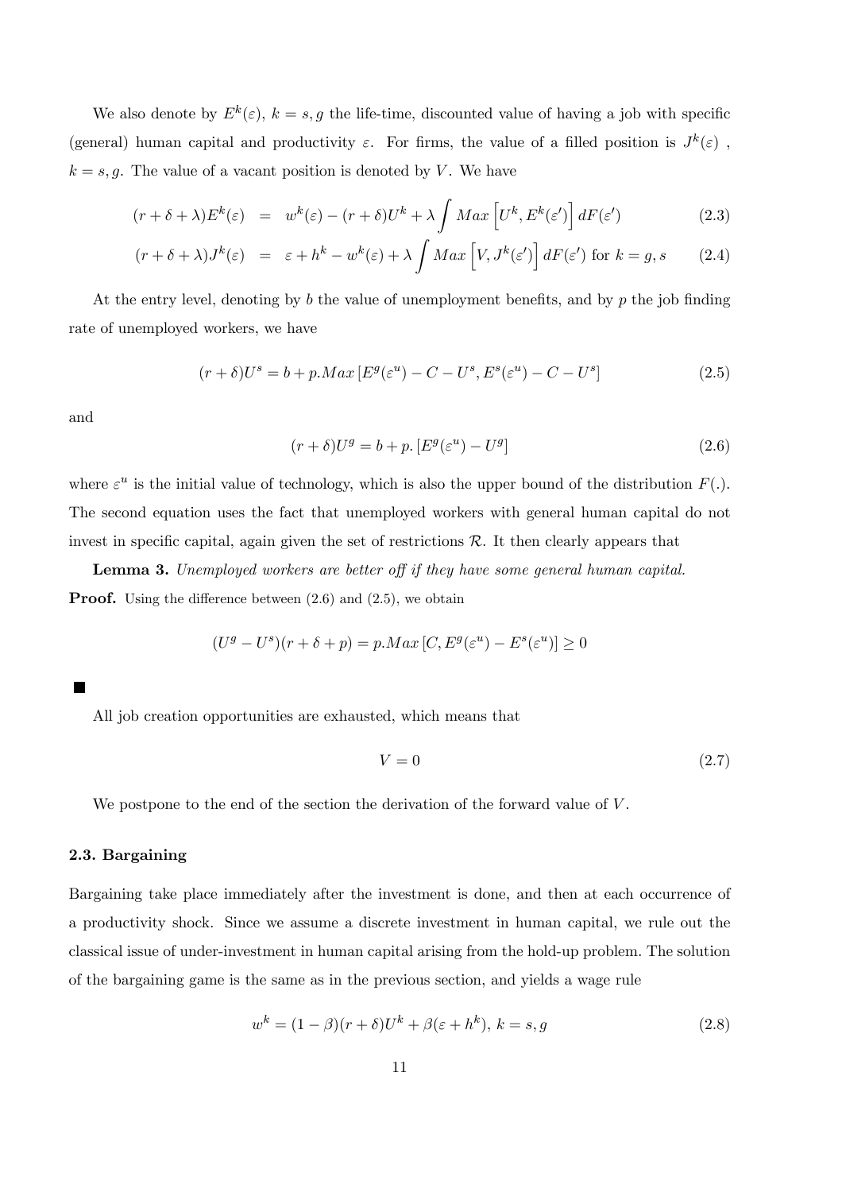We also denote by $E^k(\varepsilon)$, $k = s, g$ the life-time, discounted value of having a job with specific (general) human capital and productivity $\varepsilon$. For firms, the value of a filled position is $J^k(\varepsilon)$ , $k = s, g$. The value of a vacant position is denoted by $V$. We have

$$(r + \delta + \lambda)E^k(\varepsilon) = w^k(\varepsilon) - (r + \delta)U^k + \lambda \int Max\left[U^k, E^k(\varepsilon')\right] dF(\varepsilon') \tag{2.3}$$

$$(r + \delta + \lambda)J^k(\varepsilon) = \varepsilon + h^k - w^k(\varepsilon) + \lambda \int Max\left[V, J^k(\varepsilon')\right] dF(\varepsilon') \text{ for } k = g, s \tag{2.4}$$

At the entry level, denoting by $b$ the value of unemployment benefits, and by $p$ the job finding rate of unemployed workers, we have

$$(r + \delta)U^s = b + p.Max\left[E^g(\varepsilon^u) - C - U^s, E^s(\varepsilon^u) - C - U^s\right] \tag{2.5}$$

and

$$(r + \delta)U^g = b + p.\left[E^g(\varepsilon^u) - U^g\right] \tag{2.6}$$

where $\varepsilon^u$ is the initial value of technology, which is also the upper bound of the distribution $F(.)$. The second equation uses the fact that unemployed workers with general human capital do not invest in specific capital, again given the set of restrictions $\mathcal{R}$. It then clearly appears that

**Lemma 3.** *Unemployed workers are better off if they have some general human capital.*

**Proof.** Using the difference between (2.6) and (2.5), we obtain

$$(U^g - U^s)(r + \delta + p) = p.Max\left[C, E^g(\varepsilon^u) - E^s(\varepsilon^u)\right] \geq 0$$

■

All job creation opportunities are exhausted, which means that

$$V = 0 \tag{2.7}$$

We postpone to the end of the section the derivation of the forward value of $V$.

### 2.3. Bargaining

Bargaining take place immediately after the investment is done, and then at each occurrence of a productivity shock. Since we assume a discrete investment in human capital, we rule out the classical issue of under-investment in human capital arising from the hold-up problem. The solution of the bargaining game is the same as in the previous section, and yields a wage rule

$$w^k = (1 - \beta)(r + \delta)U^k + \beta(\varepsilon + h^k),\ k = s, g \tag{2.8}$$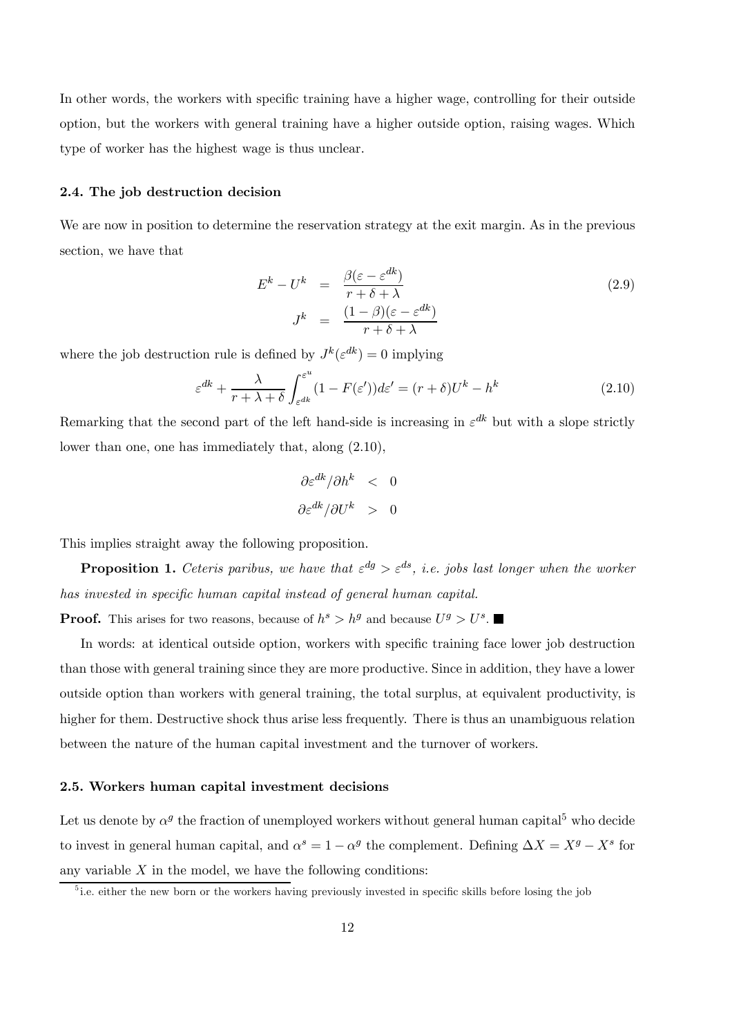In other words, the workers with specific training have a higher wage, controlling for their outside option, but the workers with general training have a higher outside option, raising wages. Which type of worker has the highest wage is thus unclear.

### 2.4. The job destruction decision

We are now in position to determine the reservation strategy at the exit margin. As in the previous section, we have that

$$
\begin{aligned}
E^k - U^k &= \frac{\beta(\varepsilon - \varepsilon^{dk})}{r + \delta + \lambda} \\
J^k &= \frac{(1-\beta)(\varepsilon - \varepsilon^{dk})}{r + \delta + \lambda}
\end{aligned}
\tag{2.9}
$$

where the job destruction rule is defined by $J^k(\varepsilon^{dk}) = 0$ implying

$$
\varepsilon^{dk} + \frac{\lambda}{r + \lambda + \delta} \int_{\varepsilon^{dk}}^{\varepsilon^u} (1 - F(\varepsilon'))d\varepsilon' = (r + \delta)U^k - h^k \tag{2.10}
$$

Remarking that the second part of the left hand-side is increasing in $\varepsilon^{dk}$ but with a slope strictly lower than one, one has immediately that, along (2.10),

$$
\begin{aligned}
\partial \varepsilon^{dk} / \partial h^k &< 0 \\
\partial \varepsilon^{dk} / \partial U^k &> 0
\end{aligned}
$$

This implies straight away the following proposition.

**Proposition 1.** *Ceteris paribus, we have that $\varepsilon^{dg} > \varepsilon^{ds}$, i.e. jobs last longer when the worker has invested in specific human capital instead of general human capital.*

**Proof.** This arises for two reasons, because of $h^s > h^g$ and because $U^g > U^s$. ■

In words: at identical outside option, workers with specific training face lower job destruction than those with general training since they are more productive. Since in addition, they have a lower outside option than workers with general training, the total surplus, at equivalent productivity, is higher for them. Destructive shock thus arise less frequently. There is thus an unambiguous relation between the nature of the human capital investment and the turnover of workers.

### 2.5. Workers human capital investment decisions

Let us denote by $\alpha^g$ the fraction of unemployed workers without general human capital[5] who decide to invest in general human capital, and $\alpha^s = 1 - \alpha^g$ the complement. Defining $\Delta X = X^g - X^s$ for any variable $X$ in the model, we have the following conditions:

[5] i.e. either the new born or the workers having previously invested in specific skills before losing the job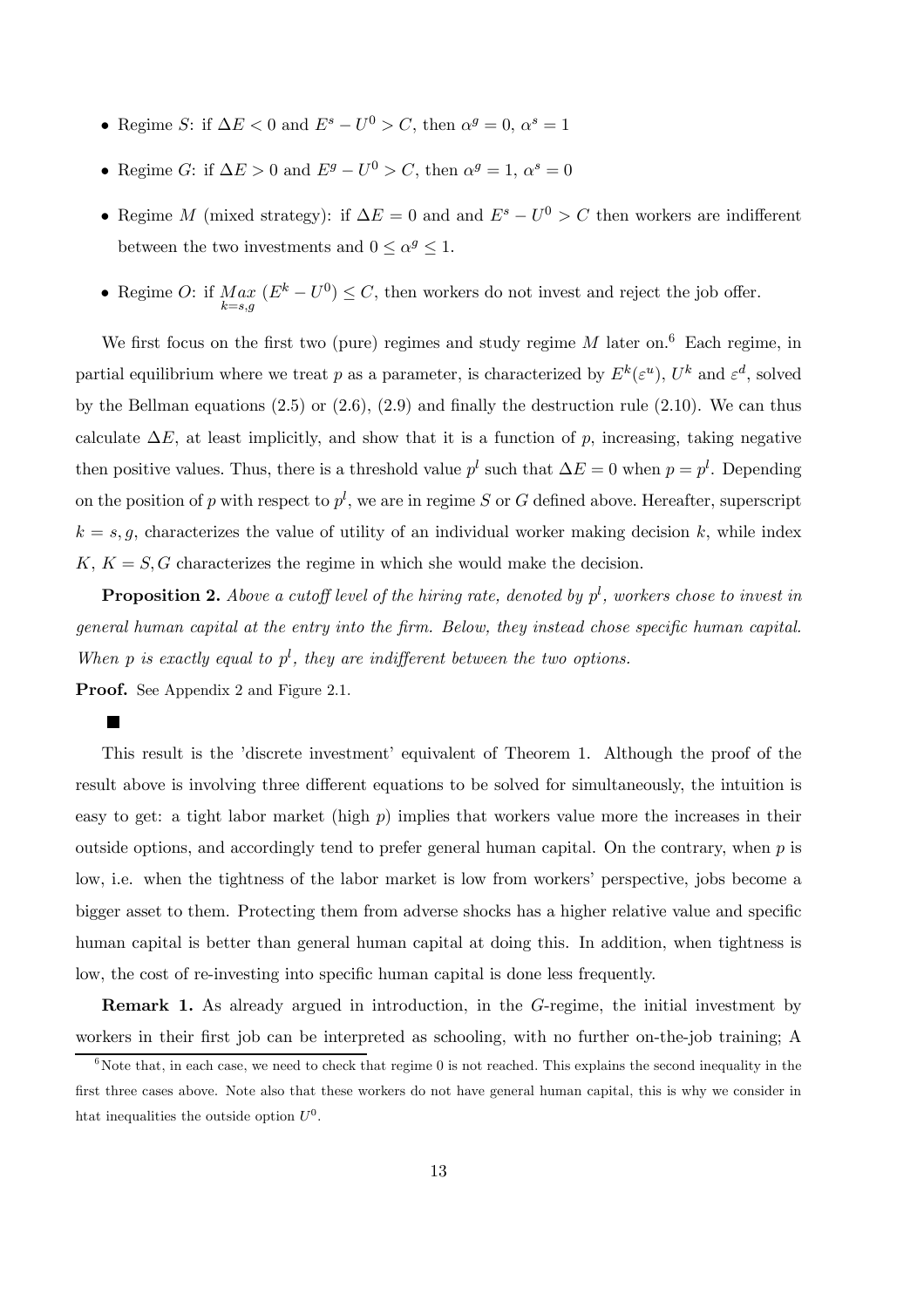- Regime $S$: if $\Delta E < 0$ and $E^s - U^0 > C$, then $\alpha^g = 0$, $\alpha^s = 1$
- Regime $G$: if $\Delta E > 0$ and $E^g - U^0 > C$, then $\alpha^g = 1$, $\alpha^s = 0$
- Regime $M$ (mixed strategy): if $\Delta E = 0$ and and $E^s - U^0 > C$ then workers are indifferent between the two investments and $0 \leq \alpha^g \leq 1$.
- Regime $O$: if $\underset{k=s,g}{Max} \left(E^k - U^0\right) \leq C$, then workers do not invest and reject the job offer.

We first focus on the first two (pure) regimes and study regime $M$ later on.[6] Each regime, in partial equilibrium where we treat $p$ as a parameter, is characterized by $E^k(\varepsilon^u)$, $U^k$ and $\varepsilon^d$, solved by the Bellman equations (2.5) or (2.6), (2.9) and finally the destruction rule (2.10). We can thus calculate $\Delta E$, at least implicitly, and show that it is a function of $p$, increasing, taking negative then positive values. Thus, there is a threshold value $p^l$ such that $\Delta E = 0$ when $p = p^l$. Depending on the position of $p$ with respect to $p^l$, we are in regime $S$ or $G$ defined above. Hereafter, superscript $k = s, g$, characterizes the value of utility of an individual worker making decision $k$, while index $K$, $K = S, G$ characterizes the regime in which she would make the decision.

**Proposition 2.** *Above a cutoff level of the hiring rate, denoted by $p^l$, workers chose to invest in general human capital at the entry into the firm. Below, they instead chose specific human capital. When $p$ is exactly equal to $p^l$, they are indifferent between the two options.*

**Proof.** See Appendix 2 and Figure 2.1.

■

This result is the 'discrete investment' equivalent of Theorem 1. Although the proof of the result above is involving three different equations to be solved for simultaneously, the intuition is easy to get: a tight labor market (high $p$) implies that workers value more the increases in their outside options, and accordingly tend to prefer general human capital. On the contrary, when $p$ is low, i.e. when the tightness of the labor market is low from workers' perspective, jobs become a bigger asset to them. Protecting them from adverse shocks has a higher relative value and specific human capital is better than general human capital at doing this. In addition, when tightness is low, the cost of re-investing into specific human capital is done less frequently.

**Remark 1.** As already argued in introduction, in the $G$-regime, the initial investment by workers in their first job can be interpreted as schooling, with no further on-the-job training; A

[6] Note that, in each case, we need to check that regime 0 is not reached. This explains the second inequality in the first three cases above. Note also that these workers do not have general human capital, this is why we consider in htat inequalities the outside option $U^0$.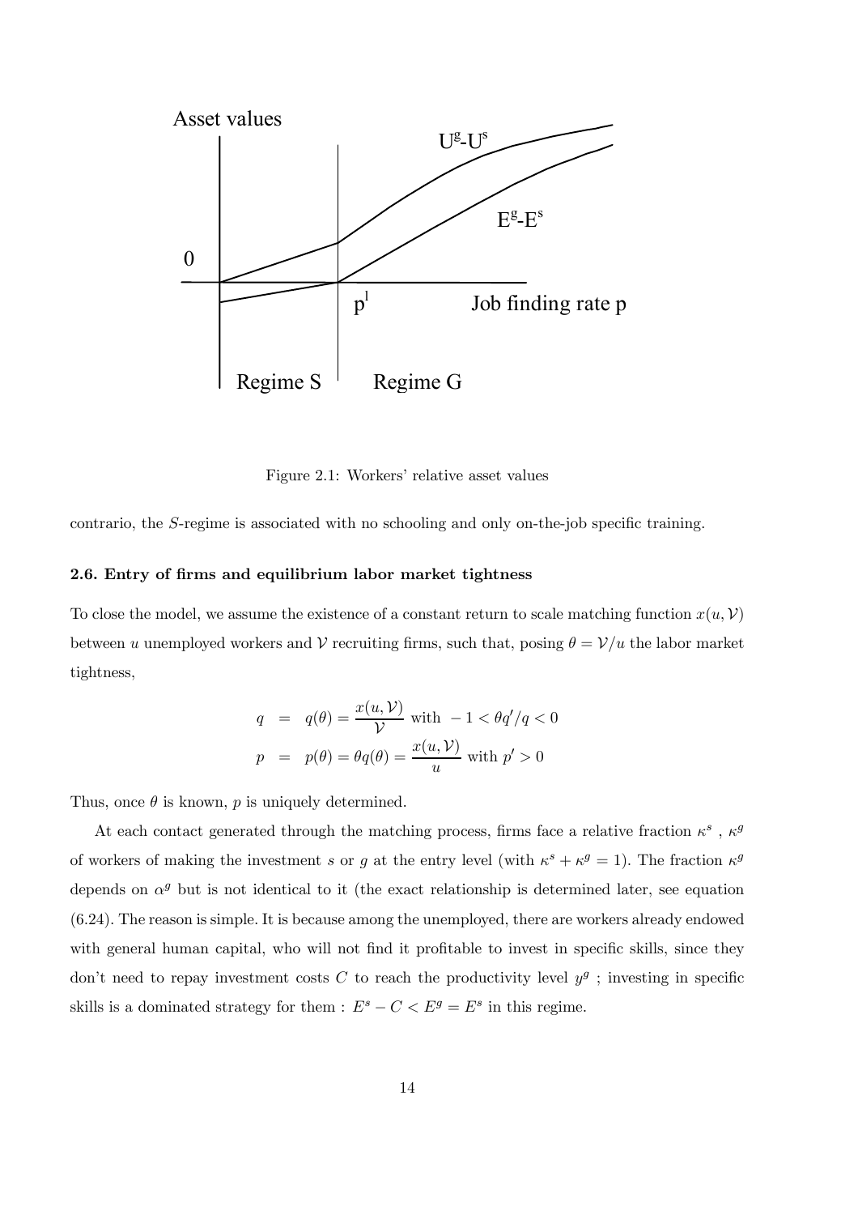Figure 2.1: Workers' relative asset values

contrario, the $S$-regime is associated with no schooling and only on-the-job specific training.

#### 2.6. Entry of firms and equilibrium labor market tightness

To close the model, we assume the existence of a constant return to scale matching function $x(u, \mathcal{V})$ between $u$ unemployed workers and $\mathcal{V}$ recruiting firms, such that, posing $\theta = \mathcal{V}/u$ the labor market tightness,

$$
\begin{aligned}
q &= q(\theta) = \frac{x(u, \mathcal{V})}{\mathcal{V}} \text{ with } -1 < \theta q'/q < 0 \\
p &= p(\theta) = \theta q(\theta) = \frac{x(u, \mathcal{V})}{u} \text{ with } p' > 0
\end{aligned}
$$

Thus, once $\theta$ is known, $p$ is uniquely determined.

At each contact generated through the matching process, firms face a relative fraction $\kappa^s$ , $\kappa^g$ of workers of making the investment $s$ or $g$ at the entry level (with $\kappa^s + \kappa^g = 1$). The fraction $\kappa^g$ depends on $\alpha^g$ but is not identical to it (the exact relationship is determined later, see equation (6.24). The reason is simple. It is because among the unemployed, there are workers already endowed with general human capital, who will not find it profitable to invest in specific skills, since they don't need to repay investment costs $C$ to reach the productivity level $y^g$ ; investing in specific skills is a dominated strategy for them : $E^s - C < E^g = E^s$ in this regime.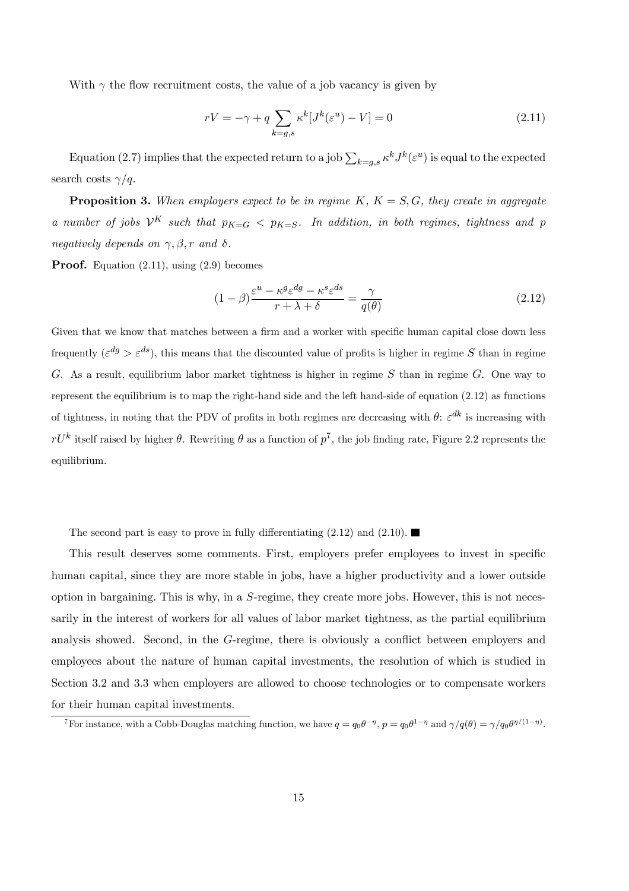With $\gamma$ the flow recruitment costs, the value of a job vacancy is given by

$$rV = -\gamma + q \sum_{k=g,s} \kappa^k [J^k(\varepsilon^u) - V] = 0 \tag{2.11}$$

Equation (2.7) implies that the expected return to a job $\sum_{k=g,s} \kappa^k J^k(\varepsilon^u)$ is equal to the expected search costs $\gamma/q$.

**Proposition 3.** *When employers expect to be in regime $K$, $K = S, G$, they create in aggregate a number of jobs $\mathcal{V}^K$ such that $p_{K=G} < p_{K=S}$. In addition, in both regimes, tightness and $p$ negatively depends on $\gamma, \beta, r$ and $\delta$.*

**Proof.** Equation (2.11), using (2.9) becomes

$$(1-\beta)\frac{\varepsilon^u - \kappa^g \varepsilon^{dg} - \kappa^s \varepsilon^{ds}}{r + \lambda + \delta} = \frac{\gamma}{q(\theta)} \tag{2.12}$$

Given that we know that matches between a firm and a worker with specific human capital close down less frequently ($\varepsilon^{dg} > \varepsilon^{ds}$), this means that the discounted value of profits is higher in regime $S$ than in regime $G$. As a result, equilibrium labor market tightness is higher in regime $S$ than in regime $G$. One way to represent the equilibrium is to map the right-hand side and the left hand-side of equation (2.12) as functions of tightness, in noting that the PDV of profits in both regimes are decreasing with $\theta$: $\varepsilon^{dk}$ is increasing with $rU^k$ itself raised by higher $\theta$. Rewriting $\theta$ as a function of $p$[7], the job finding rate, Figure 2.2 represents the equilibrium.

The second part is easy to prove in fully differentiating (2.12) and (2.10). ■

This result deserves some comments. First, employers prefer employees to invest in specific human capital, since they are more stable in jobs, have a higher productivity and a lower outside option in bargaining. This is why, in a $S$-regime, they create more jobs. However, this is not necessarily in the interest of workers for all values of labor market tightness, as the partial equilibrium analysis showed. Second, in the $G$-regime, there is obviously a conflict between employers and employees about the nature of human capital investments, the resolution of which is studied in Section 3.2 and 3.3 when employers are allowed to choose technologies or to compensate workers for their human capital investments.

[7] For instance, with a Cobb-Douglas matching function, we have $q = q_0\theta^{-\eta}$, $p = q_0\theta^{1-\eta}$ and $\gamma/q(\theta) = \gamma/q_0\theta^{\eta/(1-\eta)}$.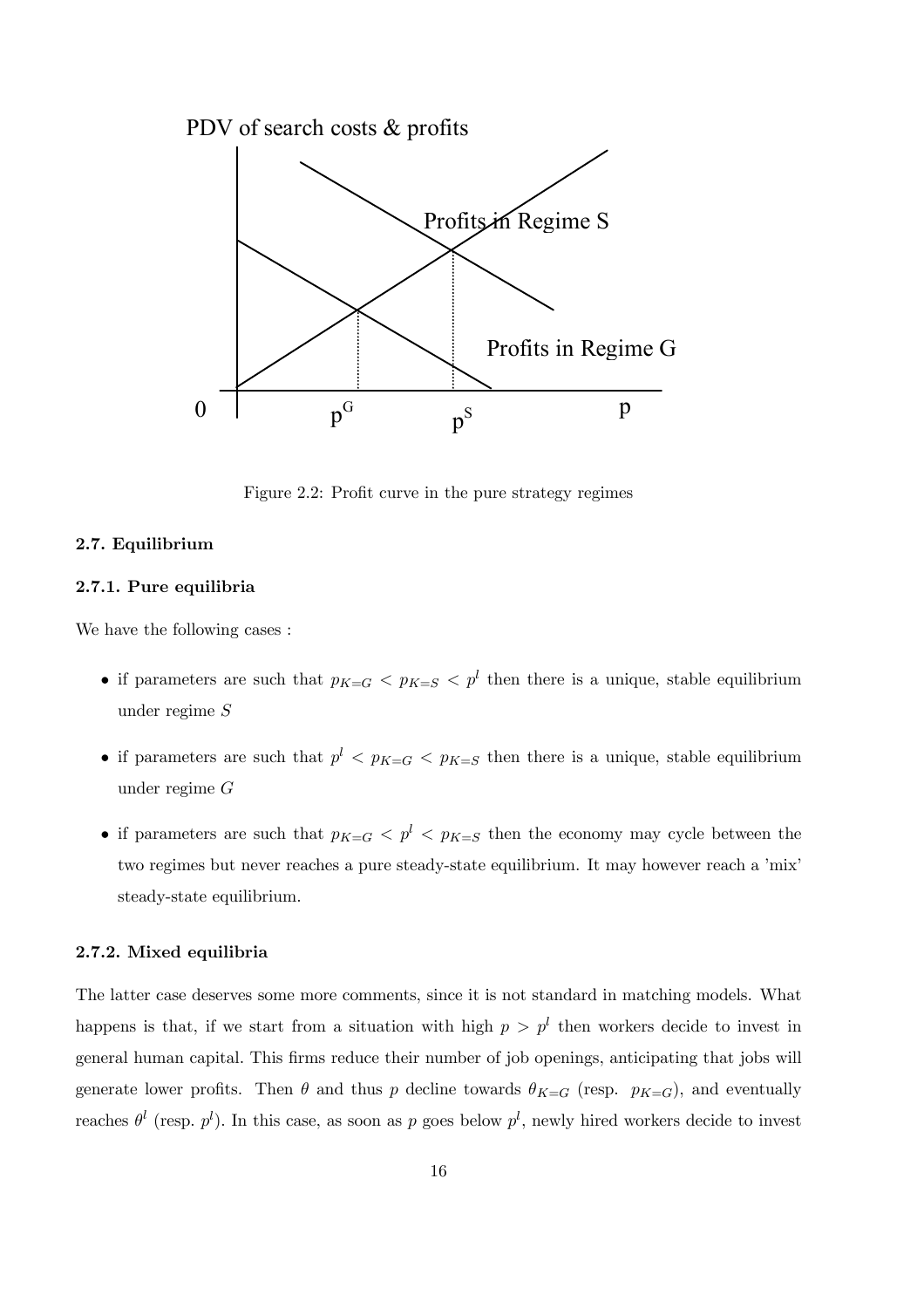Figure 2.2: Profit curve in the pure strategy regimes

### 2.7. Equilibrium

#### 2.7.1. Pure equilibria

We have the following cases :

- if parameters are such that $p_{K=G} < p_{K=S} < p^l$ then there is a unique, stable equilibrium under regime $S$
- if parameters are such that $p^l < p_{K=G} < p_{K=S}$ then there is a unique, stable equilibrium under regime $G$
- if parameters are such that $p_{K=G} < p^l < p_{K=S}$ then the economy may cycle between the two regimes but never reaches a pure steady-state equilibrium. It may however reach a 'mix' steady-state equilibrium.

#### 2.7.2. Mixed equilibria

The latter case deserves some more comments, since it is not standard in matching models. What happens is that, if we start from a situation with high $p > p^l$ then workers decide to invest in general human capital. This firms reduce their number of job openings, anticipating that jobs will generate lower profits. Then $\theta$ and thus $p$ decline towards $\theta_{K=G}$ (resp. $p_{K=G}$), and eventually reaches $\theta^l$ (resp. $p^l$). In this case, as soon as $p$ goes below $p^l$, newly hired workers decide to invest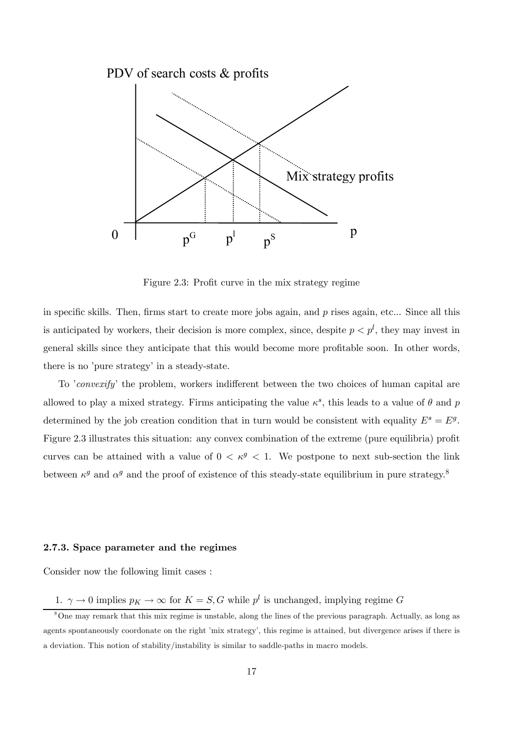Figure 2.3: Profit curve in the mix strategy regime

in specific skills. Then, firms start to create more jobs again, and $p$ rises again, etc... Since all this is anticipated by workers, their decision is more complex, since, despite $p < p^l$, they may invest in general skills since they anticipate that this would become more profitable soon. In other words, there is no 'pure strategy' in a steady-state.

To '*convexify*' the problem, workers indifferent between the two choices of human capital are allowed to play a mixed strategy. Firms anticipating the value $\kappa^s$, this leads to a value of $\theta$ and $p$ determined by the job creation condition that in turn would be consistent with equality $E^s = E^g$. Figure 2.3 illustrates this situation: any convex combination of the extreme (pure equilibria) profit curves can be attained with a value of $0 < \kappa^g < 1$. We postpone to next sub-section the link between $\kappa^g$ and $\alpha^g$ and the proof of existence of this steady-state equilibrium in pure strategy.[8]

### 2.7.3. Space parameter and the regimes

Consider now the following limit cases :

1. $\gamma \to 0$ implies $p_K \to \infty$ for $K = S, G$ while $p^l$ is unchanged, implying regime $G$

[8] One may remark that this mix regime is unstable, along the lines of the previous paragraph. Actually, as long as agents spontaneously coordonate on the right 'mix strategy', this regime is attained, but divergence arises if there is a deviation. This notion of stability/instability is similar to saddle-paths in macro models.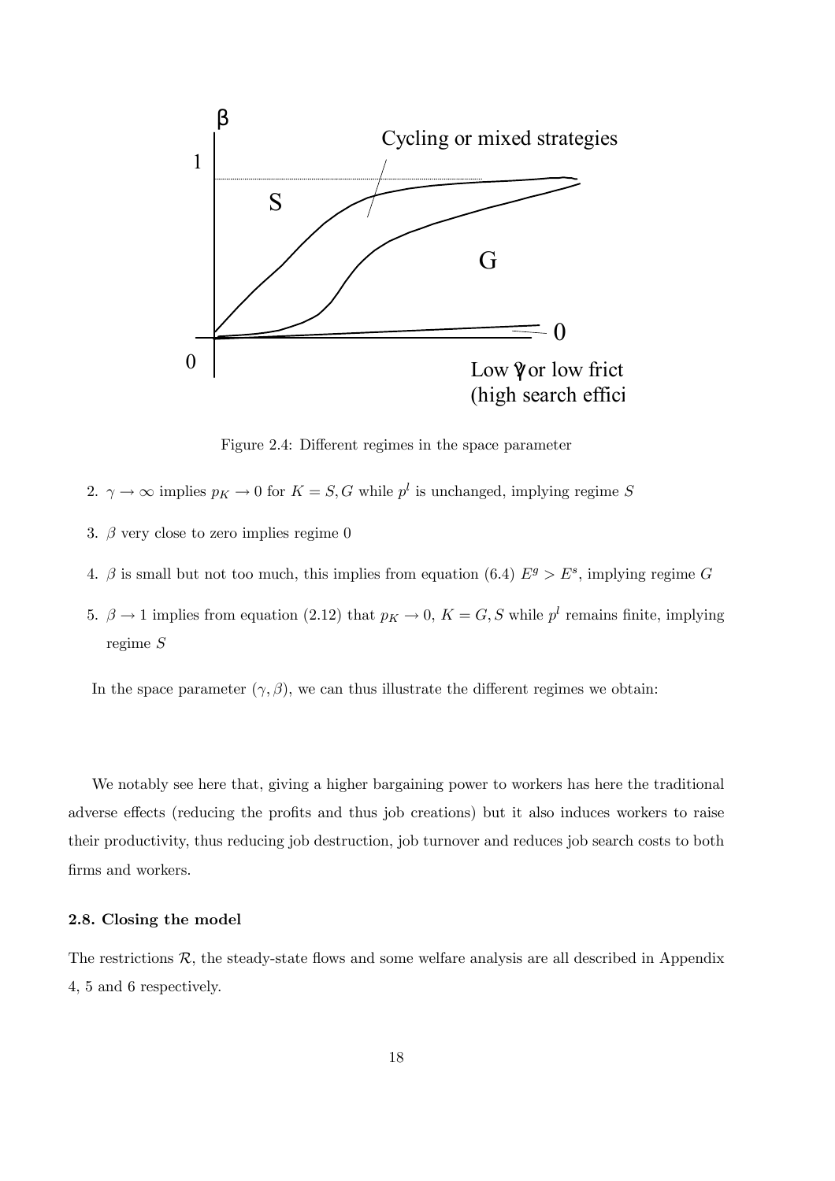Figure 2.4: Different regimes in the space parameter

2. $\gamma \to \infty$ implies $p_K \to 0$ for $K = S, G$ while $p^l$ is unchanged, implying regime $S$

3. $\beta$ very close to zero implies regime 0

4. $\beta$ is small but not too much, this implies from equation (6.4) $E^g > E^s$, implying regime $G$

5. $\beta \to 1$ implies from equation (2.12) that $p_K \to 0$, $K = G, S$ while $p^l$ remains finite, implying regime $S$

In the space parameter $(\gamma, \beta)$, we can thus illustrate the different regimes we obtain:

We notably see here that, giving a higher bargaining power to workers has here the traditional adverse effects (reducing the profits and thus job creations) but it also induces workers to raise their productivity, thus reducing job destruction, job turnover and reduces job search costs to both firms and workers.

### 2.8. Closing the model

The restrictions $\mathcal{R}$, the steady-state flows and some welfare analysis are all described in Appendix 4, 5 and 6 respectively.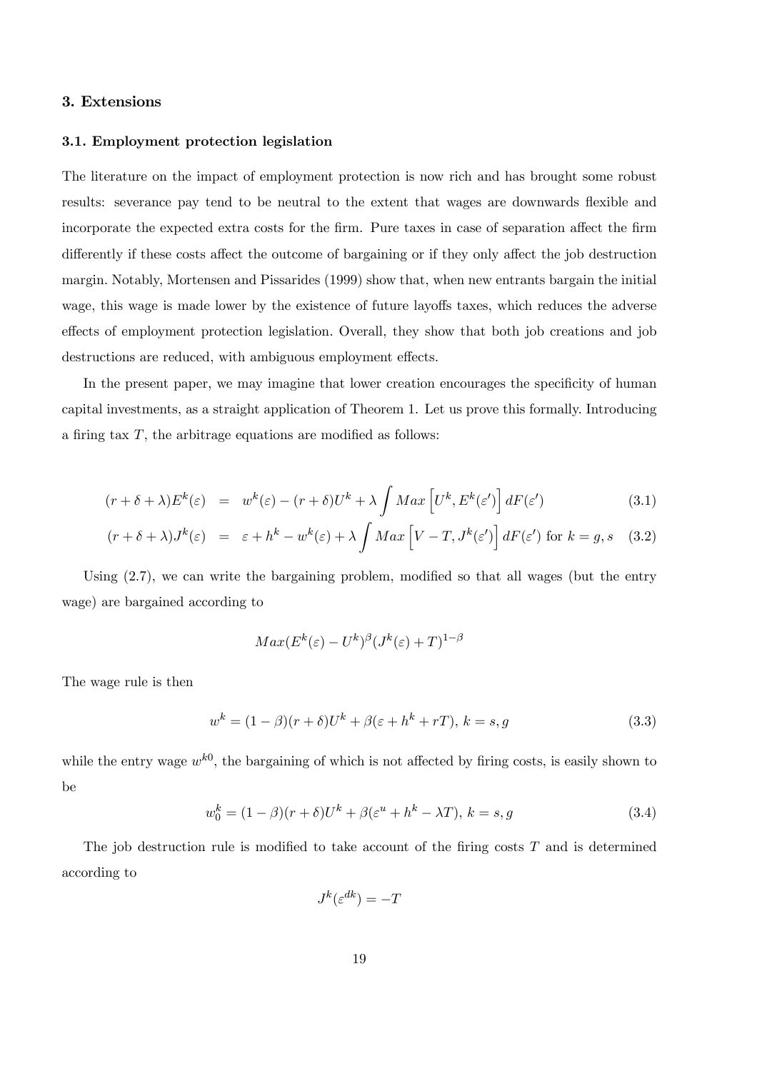## 3. Extensions

### 3.1. Employment protection legislation

The literature on the impact of employment protection is now rich and has brought some robust results: severance pay tend to be neutral to the extent that wages are downwards flexible and incorporate the expected extra costs for the firm. Pure taxes in case of separation affect the firm differently if these costs affect the outcome of bargaining or if they only affect the job destruction margin. Notably, Mortensen and Pissarides (1999) show that, when new entrants bargain the initial wage, this wage is made lower by the existence of future layoffs taxes, which reduces the adverse effects of employment protection legislation. Overall, they show that both job creations and job destructions are reduced, with ambiguous employment effects.

In the present paper, we may imagine that lower creation encourages the specificity of human capital investments, as a straight application of Theorem 1. Let us prove this formally. Introducing a firing tax $T$, the arbitrage equations are modified as follows:

$$(r+\delta+\lambda)E^k(\varepsilon) = w^k(\varepsilon) - (r+\delta)U^k + \lambda \int Max\left[U^k, E^k(\varepsilon')\right] dF(\varepsilon') \quad (3.1)$$

$$(r+\delta+\lambda)J^k(\varepsilon) = \varepsilon + h^k - w^k(\varepsilon) + \lambda \int Max\left[V-T, J^k(\varepsilon')\right] dF(\varepsilon') \text{ for } k=g,s \quad (3.2)$$

Using (2.7), we can write the bargaining problem, modified so that all wages (but the entry wage) are bargained according to

$$Max(E^k(\varepsilon) - U^k)^{\beta}(J^k(\varepsilon)+T)^{1-\beta}$$

The wage rule is then

$$w^k = (1-\beta)(r+\delta)U^k + \beta(\varepsilon + h^k + rT),\ k=s,g \quad (3.3)$$

while the entry wage $w^{k0}$, the bargaining of which is not affected by firing costs, is easily shown to be

$$w_0^k = (1-\beta)(r+\delta)U^k + \beta(\varepsilon^u + h^k - \lambda T),\ k=s,g \quad (3.4)$$

The job destruction rule is modified to take account of the firing costs $T$ and is determined according to

$$J^k(\varepsilon^{dk}) = -T$$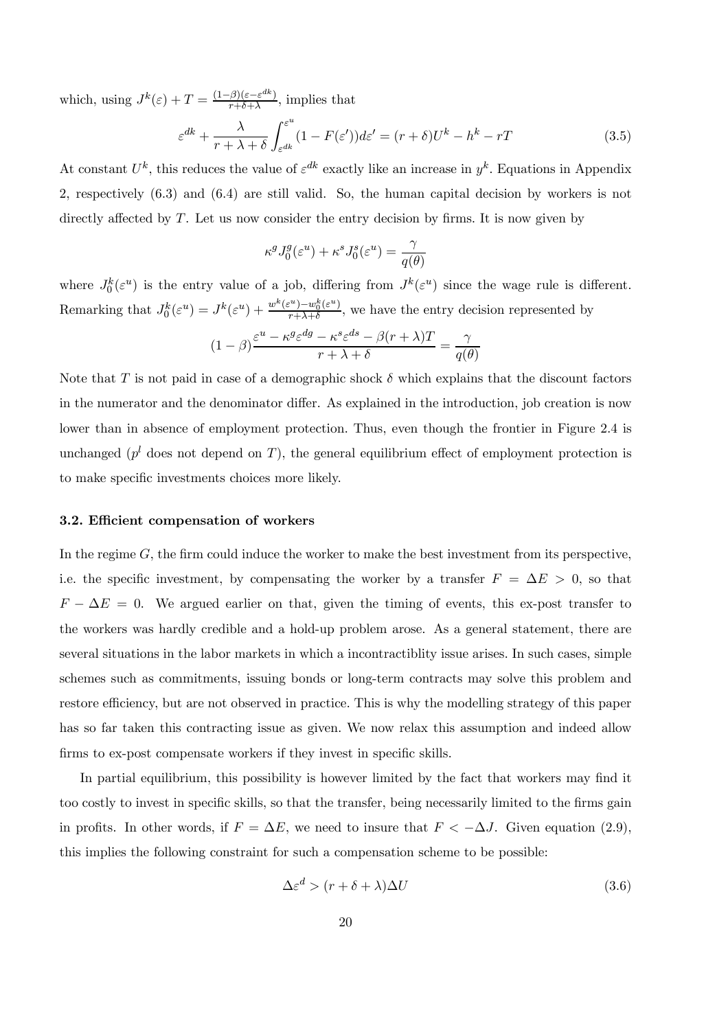which, using $J^k(\varepsilon) + T = \frac{(1-\beta)(\varepsilon - \varepsilon^{dk})}{r+\delta+\lambda}$, implies that

$$\varepsilon^{dk} + \frac{\lambda}{r+\lambda+\delta} \int_{\varepsilon^{dk}}^{\varepsilon^u} (1 - F(\varepsilon'))d\varepsilon' = (r+\delta)U^k - h^k - rT \tag{3.5}$$

At constant $U^k$, this reduces the value of $\varepsilon^{dk}$ exactly like an increase in $y^k$. Equations in Appendix 2, respectively (6.3) and (6.4) are still valid. So, the human capital decision by workers is not directly affected by $T$. Let us now consider the entry decision by firms. It is now given by

$$\kappa^g J_0^g(\varepsilon^u) + \kappa^s J_0^s(\varepsilon^u) = \frac{\gamma}{q(\theta)}$$

where $J_0^k(\varepsilon^u)$ is the entry value of a job, differing from $J^k(\varepsilon^u)$ since the wage rule is different. Remarking that $J_0^k(\varepsilon^u) = J^k(\varepsilon^u) + \frac{w^k(\varepsilon^u) - w_0^k(\varepsilon^u)}{r+\lambda+\delta}$, we have the entry decision represented by

$$(1-\beta)\frac{\varepsilon^u - \kappa^g \varepsilon^{dg} - \kappa^s \varepsilon^{ds} - \beta(r+\lambda)T}{r+\lambda+\delta} = \frac{\gamma}{q(\theta)}$$

Note that $T$ is not paid in case of a demographic shock $\delta$ which explains that the discount factors in the numerator and the denominator differ. As explained in the introduction, job creation is now lower than in absence of employment protection. Thus, even though the frontier in Figure 2.4 is unchanged ($p^l$ does not depend on $T$), the general equilibrium effect of employment protection is to make specific investments choices more likely.

### 3.2. Efficient compensation of workers

In the regime $G$, the firm could induce the worker to make the best investment from its perspective, i.e. the specific investment, by compensating the worker by a transfer $F = \Delta E > 0$, so that $F - \Delta E = 0$. We argued earlier on that, given the timing of events, this ex-post transfer to the workers was hardly credible and a hold-up problem arose. As a general statement, there are several situations in the labor markets in which a incontractiblity issue arises. In such cases, simple schemes such as commitments, issuing bonds or long-term contracts may solve this problem and restore efficiency, but are not observed in practice. This is why the modelling strategy of this paper has so far taken this contracting issue as given. We now relax this assumption and indeed allow firms to ex-post compensate workers if they invest in specific skills.

In partial equilibrium, this possibility is however limited by the fact that workers may find it too costly to invest in specific skills, so that the transfer, being necessarily limited to the firms gain in profits. In other words, if $F = \Delta E$, we need to insure that $F < -\Delta J$. Given equation (2.9), this implies the following constraint for such a compensation scheme to be possible:

$$\Delta\varepsilon^d > (r+\delta+\lambda)\Delta U \tag{3.6}$$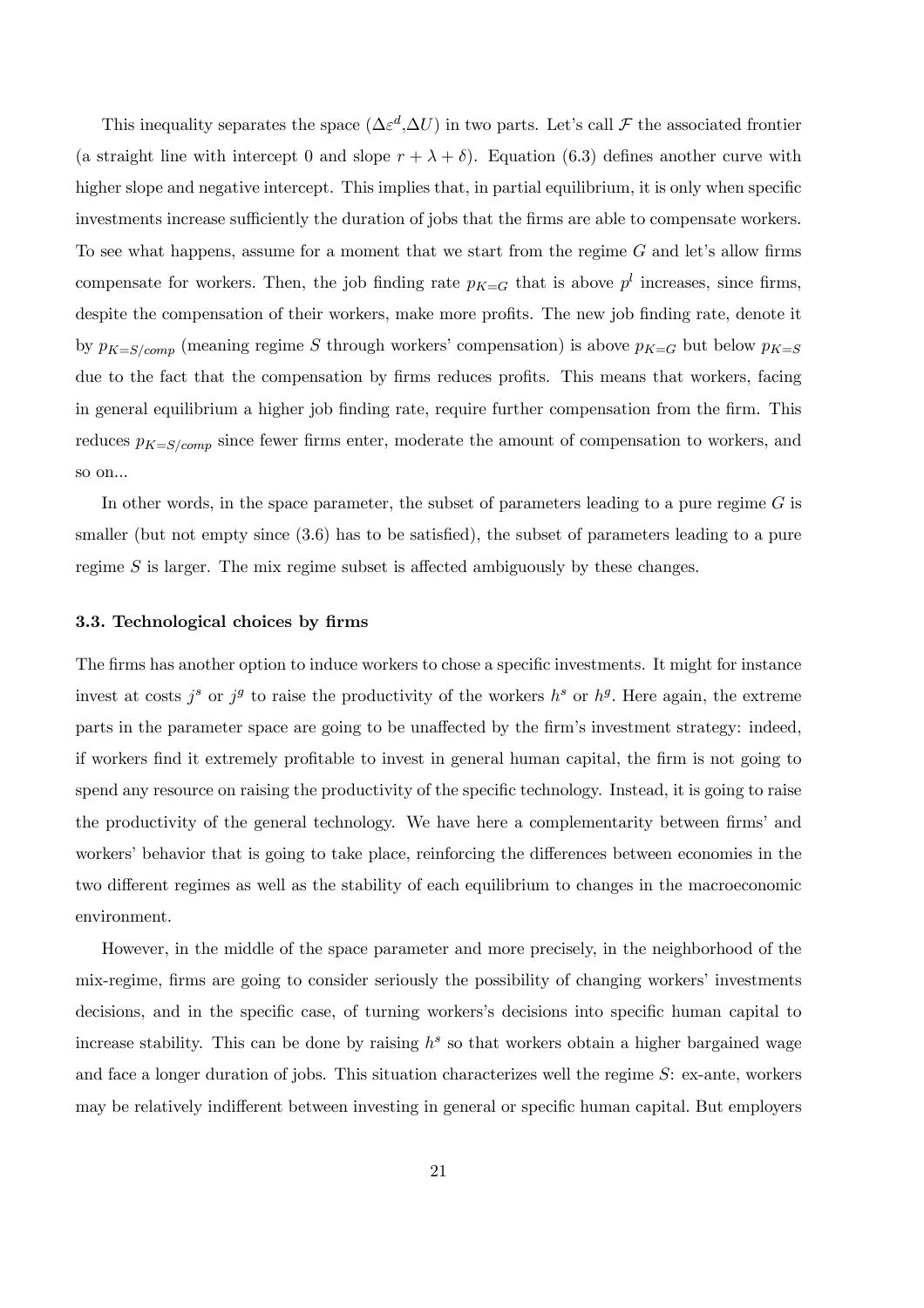This inequality separates the space ($\Delta\varepsilon^d$,$\Delta U$) in two parts. Let's call $\mathcal{F}$ the associated frontier (a straight line with intercept 0 and slope $r + \lambda + \delta$). Equation (6.3) defines another curve with higher slope and negative intercept. This implies that, in partial equilibrium, it is only when specific investments increase sufficiently the duration of jobs that the firms are able to compensate workers. To see what happens, assume for a moment that we start from the regime $G$ and let's allow firms compensate for workers. Then, the job finding rate $p_{K=G}$ that is above $p^l$ increases, since firms, despite the compensation of their workers, make more profits. The new job finding rate, denote it by $p_{K=S/comp}$ (meaning regime $S$ through workers' compensation) is above $p_{K=G}$ but below $p_{K=S}$ due to the fact that the compensation by firms reduces profits. This means that workers, facing in general equilibrium a higher job finding rate, require further compensation from the firm. This reduces $p_{K=S/comp}$ since fewer firms enter, moderate the amount of compensation to workers, and so on...

In other words, in the space parameter, the subset of parameters leading to a pure regime $G$ is smaller (but not empty since (3.6) has to be satisfied), the subset of parameters leading to a pure regime $S$ is larger. The mix regime subset is affected ambiguously by these changes.

### 3.3. Technological choices by firms

The firms has another option to induce workers to chose a specific investments. It might for instance invest at costs $j^s$ or $j^g$ to raise the productivity of the workers $h^s$ or $h^g$. Here again, the extreme parts in the parameter space are going to be unaffected by the firm's investment strategy: indeed, if workers find it extremely profitable to invest in general human capital, the firm is not going to spend any resource on raising the productivity of the specific technology. Instead, it is going to raise the productivity of the general technology. We have here a complementarity between firms' and workers' behavior that is going to take place, reinforcing the differences between economies in the two different regimes as well as the stability of each equilibrium to changes in the macroeconomic environment.

However, in the middle of the space parameter and more precisely, in the neighborhood of the mix-regime, firms are going to consider seriously the possibility of changing workers' investments decisions, and in the specific case, of turning workers's decisions into specific human capital to increase stability. This can be done by raising $h^s$ so that workers obtain a higher bargained wage and face a longer duration of jobs. This situation characterizes well the regime $S$: ex-ante, workers may be relatively indifferent between investing in general or specific human capital. But employers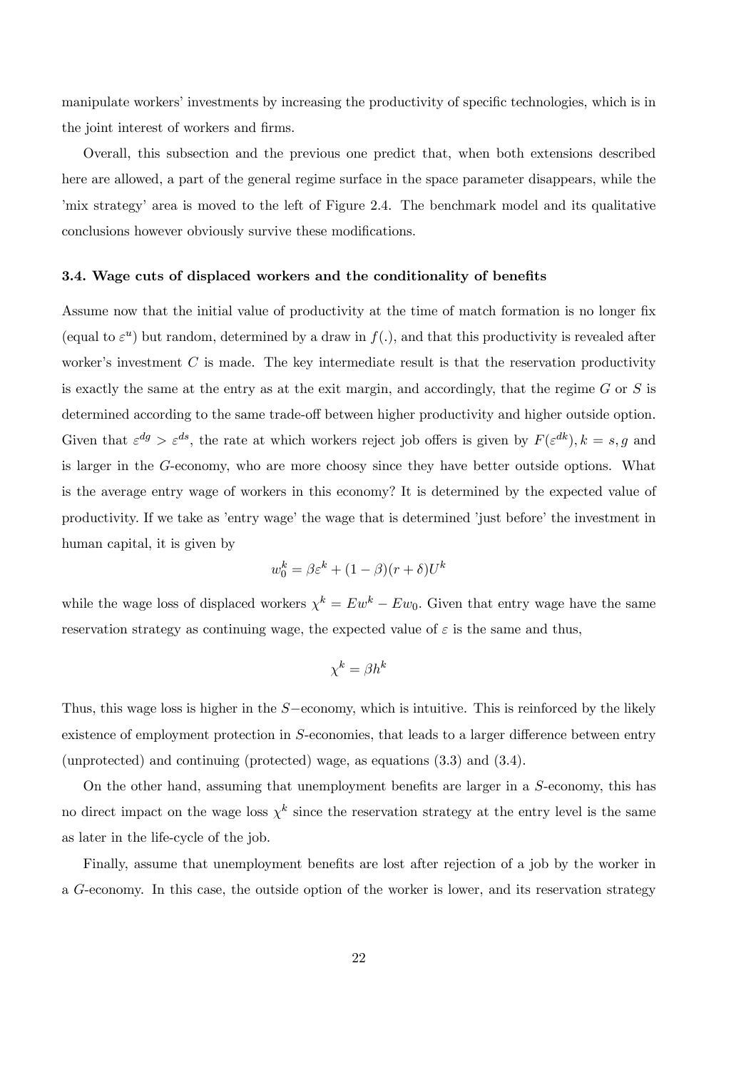manipulate workers' investments by increasing the productivity of specific technologies, which is in the joint interest of workers and firms.

Overall, this subsection and the previous one predict that, when both extensions described here are allowed, a part of the general regime surface in the space parameter disappears, while the 'mix strategy' area is moved to the left of Figure 2.4. The benchmark model and its qualitative conclusions however obviously survive these modifications.

### 3.4. Wage cuts of displaced workers and the conditionality of benefits

Assume now that the initial value of productivity at the time of match formation is no longer fix (equal to $\varepsilon^u$) but random, determined by a draw in $f(.)$, and that this productivity is revealed after worker's investment $C$ is made. The key intermediate result is that the reservation productivity is exactly the same at the entry as at the exit margin, and accordingly, that the regime $G$ or $S$ is determined according to the same trade-off between higher productivity and higher outside option. Given that $\varepsilon^{dg} > \varepsilon^{ds}$, the rate at which workers reject job offers is given by $F(\varepsilon^{dk}), k = s, g$ and is larger in the $G$-economy, who are more choosy since they have better outside options. What is the average entry wage of workers in this economy? It is determined by the expected value of productivity. If we take as 'entry wage' the wage that is determined 'just before' the investment in human capital, it is given by

$$w_0^k = \beta\varepsilon^k + (1-\beta)(r+\delta)U^k$$

while the wage loss of displaced workers $\chi^k = Ew^k - Ew_0$. Given that entry wage have the same reservation strategy as continuing wage, the expected value of $\varepsilon$ is the same and thus,

$$\chi^k = \beta h^k$$

Thus, this wage loss is higher in the $S-$economy, which is intuitive. This is reinforced by the likely existence of employment protection in $S$-economies, that leads to a larger difference between entry (unprotected) and continuing (protected) wage, as equations (3.3) and (3.4).

On the other hand, assuming that unemployment benefits are larger in a $S$-economy, this has no direct impact on the wage loss $\chi^k$ since the reservation strategy at the entry level is the same as later in the life-cycle of the job.

Finally, assume that unemployment benefits are lost after rejection of a job by the worker in a $G$-economy. In this case, the outside option of the worker is lower, and its reservation strategy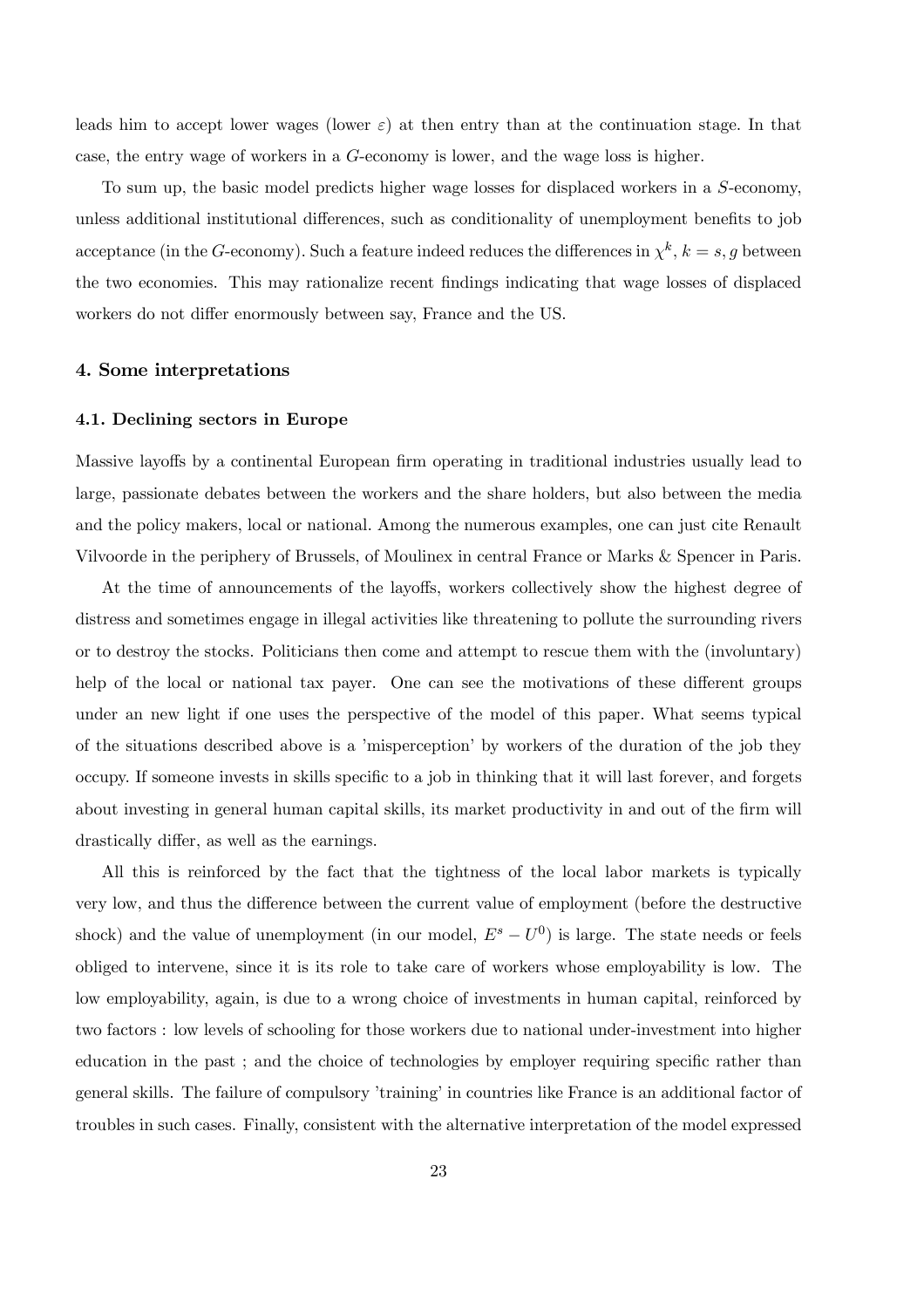leads him to accept lower wages (lower $\varepsilon$) at then entry than at the continuation stage. In that case, the entry wage of workers in a $G$-economy is lower, and the wage loss is higher.

To sum up, the basic model predicts higher wage losses for displaced workers in a $S$-economy, unless additional institutional differences, such as conditionality of unemployment benefits to job acceptance (in the $G$-economy). Such a feature indeed reduces the differences in $\chi^k$, $k = s, g$ between the two economies. This may rationalize recent findings indicating that wage losses of displaced workers do not differ enormously between say, France and the US.

## 4. Some interpretations

### 4.1. Declining sectors in Europe

Massive layoffs by a continental European firm operating in traditional industries usually lead to large, passionate debates between the workers and the share holders, but also between the media and the policy makers, local or national. Among the numerous examples, one can just cite Renault Vilvoorde in the periphery of Brussels, of Moulinex in central France or Marks & Spencer in Paris.

At the time of announcements of the layoffs, workers collectively show the highest degree of distress and sometimes engage in illegal activities like threatening to pollute the surrounding rivers or to destroy the stocks. Politicians then come and attempt to rescue them with the (involuntary) help of the local or national tax payer. One can see the motivations of these different groups under an new light if one uses the perspective of the model of this paper. What seems typical of the situations described above is a 'misperception' by workers of the duration of the job they occupy. If someone invests in skills specific to a job in thinking that it will last forever, and forgets about investing in general human capital skills, its market productivity in and out of the firm will drastically differ, as well as the earnings.

All this is reinforced by the fact that the tightness of the local labor markets is typically very low, and thus the difference between the current value of employment (before the destructive shock) and the value of unemployment (in our model, $E^s - U^0$) is large. The state needs or feels obliged to intervene, since it is its role to take care of workers whose employability is low. The low employability, again, is due to a wrong choice of investments in human capital, reinforced by two factors : low levels of schooling for those workers due to national under-investment into higher education in the past ; and the choice of technologies by employer requiring specific rather than general skills. The failure of compulsory 'training' in countries like France is an additional factor of troubles in such cases. Finally, consistent with the alternative interpretation of the model expressed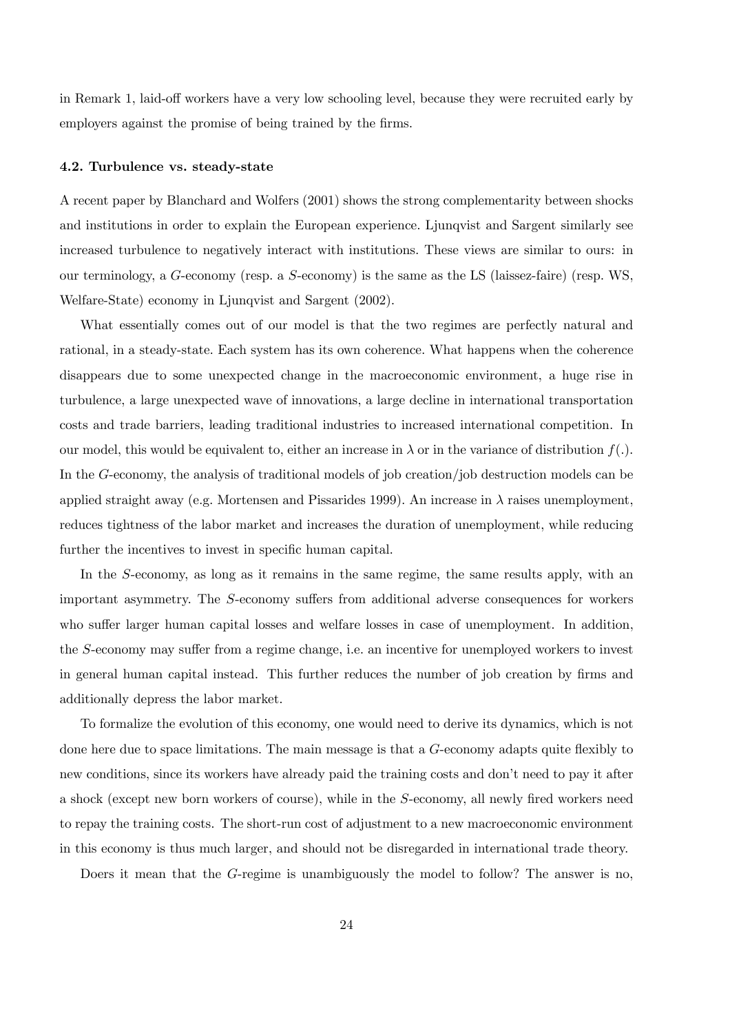in Remark 1, laid-off workers have a very low schooling level, because they were recruited early by employers against the promise of being trained by the firms.

### 4.2. Turbulence vs. steady-state

A recent paper by Blanchard and Wolfers (2001) shows the strong complementarity between shocks and institutions in order to explain the European experience. Ljunqvist and Sargent similarly see increased turbulence to negatively interact with institutions. These views are similar to ours: in our terminology, a $G$-economy (resp. a $S$-economy) is the same as the LS (laissez-faire) (resp. WS, Welfare-State) economy in Ljunqvist and Sargent (2002).

What essentially comes out of our model is that the two regimes are perfectly natural and rational, in a steady-state. Each system has its own coherence. What happens when the coherence disappears due to some unexpected change in the macroeconomic environment, a huge rise in turbulence, a large unexpected wave of innovations, a large decline in international transportation costs and trade barriers, leading traditional industries to increased international competition. In our model, this would be equivalent to, either an increase in $\lambda$ or in the variance of distribution $f(.)$. In the $G$-economy, the analysis of traditional models of job creation/job destruction models can be applied straight away (e.g. Mortensen and Pissarides 1999). An increase in $\lambda$ raises unemployment, reduces tightness of the labor market and increases the duration of unemployment, while reducing further the incentives to invest in specific human capital.

In the $S$-economy, as long as it remains in the same regime, the same results apply, with an important asymmetry. The $S$-economy suffers from additional adverse consequences for workers who suffer larger human capital losses and welfare losses in case of unemployment. In addition, the $S$-economy may suffer from a regime change, i.e. an incentive for unemployed workers to invest in general human capital instead. This further reduces the number of job creation by firms and additionally depress the labor market.

To formalize the evolution of this economy, one would need to derive its dynamics, which is not done here due to space limitations. The main message is that a $G$-economy adapts quite flexibly to new conditions, since its workers have already paid the training costs and don't need to pay it after a shock (except new born workers of course), while in the $S$-economy, all newly fired workers need to repay the training costs. The short-run cost of adjustment to a new macroeconomic environment in this economy is thus much larger, and should not be disregarded in international trade theory.

Doers it mean that the $G$-regime is unambiguously the model to follow? The answer is no,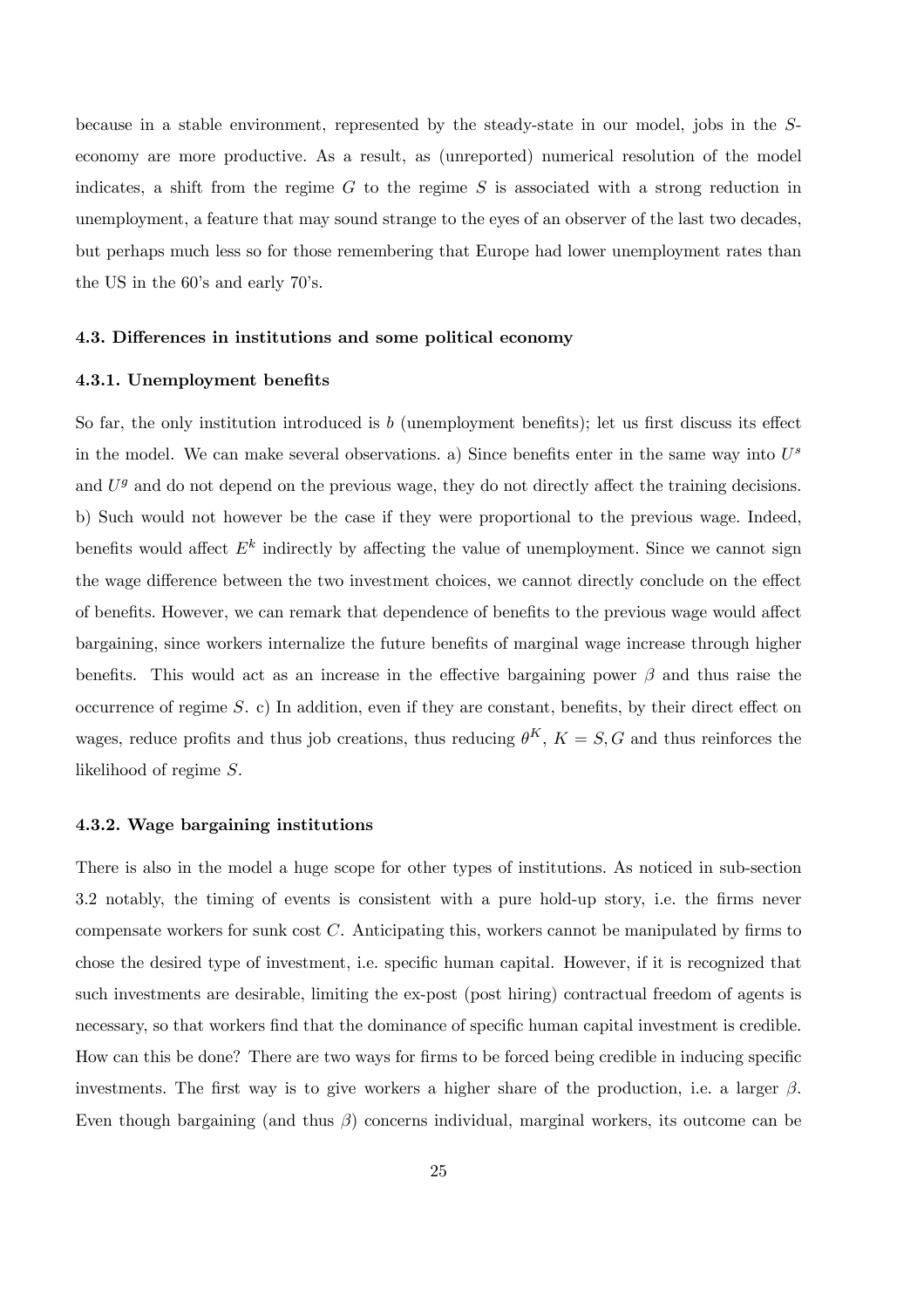because in a stable environment, represented by the steady-state in our model, jobs in the $S$-economy are more productive. As a result, as (unreported) numerical resolution of the model indicates, a shift from the regime $G$ to the regime $S$ is associated with a strong reduction in unemployment, a feature that may sound strange to the eyes of an observer of the last two decades, but perhaps much less so for those remembering that Europe had lower unemployment rates than the US in the 60's and early 70's.

### 4.3. Differences in institutions and some political economy

#### 4.3.1. Unemployment benefits

So far, the only institution introduced is $b$ (unemployment benefits); let us first discuss its effect in the model. We can make several observations. a) Since benefits enter in the same way into $U^s$ and $U^g$ and do not depend on the previous wage, they do not directly affect the training decisions. b) Such would not however be the case if they were proportional to the previous wage. Indeed, benefits would affect $E^k$ indirectly by affecting the value of unemployment. Since we cannot sign the wage difference between the two investment choices, we cannot directly conclude on the effect of benefits. However, we can remark that dependence of benefits to the previous wage would affect bargaining, since workers internalize the future benefits of marginal wage increase through higher benefits. This would act as an increase in the effective bargaining power $\beta$ and thus raise the occurrence of regime $S$. c) In addition, even if they are constant, benefits, by their direct effect on wages, reduce profits and thus job creations, thus reducing $\theta^K$, $K = S, G$ and thus reinforces the likelihood of regime $S$.

#### 4.3.2. Wage bargaining institutions

There is also in the model a huge scope for other types of institutions. As noticed in sub-section 3.2 notably, the timing of events is consistent with a pure hold-up story, i.e. the firms never compensate workers for sunk cost $C$. Anticipating this, workers cannot be manipulated by firms to chose the desired type of investment, i.e. specific human capital. However, if it is recognized that such investments are desirable, limiting the ex-post (post hiring) contractual freedom of agents is necessary, so that workers find that the dominance of specific human capital investment is credible. How can this be done? There are two ways for firms to be forced being credible in inducing specific investments. The first way is to give workers a higher share of the production, i.e. a larger $\beta$. Even though bargaining (and thus $\beta$) concerns individual, marginal workers, its outcome can be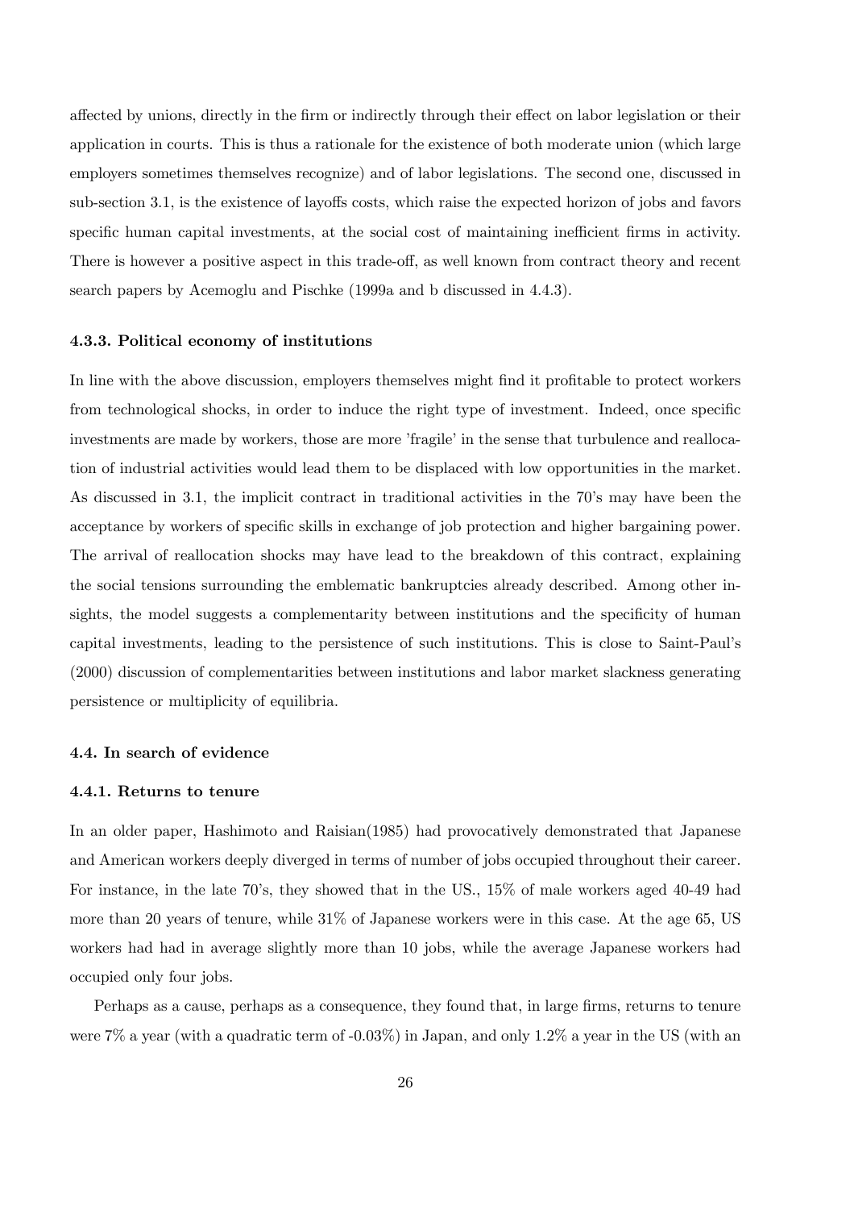affected by unions, directly in the firm or indirectly through their effect on labor legislation or their application in courts. This is thus a rationale for the existence of both moderate union (which large employers sometimes themselves recognize) and of labor legislations. The second one, discussed in sub-section 3.1, is the existence of layoffs costs, which raise the expected horizon of jobs and favors specific human capital investments, at the social cost of maintaining inefficient firms in activity. There is however a positive aspect in this trade-off, as well known from contract theory and recent search papers by Acemoglu and Pischke (1999a and b discussed in 4.4.3).

### 4.3.3. Political economy of institutions

In line with the above discussion, employers themselves might find it profitable to protect workers from technological shocks, in order to induce the right type of investment. Indeed, once specific investments are made by workers, those are more 'fragile' in the sense that turbulence and reallocation of industrial activities would lead them to be displaced with low opportunities in the market. As discussed in 3.1, the implicit contract in traditional activities in the 70's may have been the acceptance by workers of specific skills in exchange of job protection and higher bargaining power. The arrival of reallocation shocks may have lead to the breakdown of this contract, explaining the social tensions surrounding the emblematic bankruptcies already described. Among other insights, the model suggests a complementarity between institutions and the specificity of human capital investments, leading to the persistence of such institutions. This is close to Saint-Paul's (2000) discussion of complementarities between institutions and labor market slackness generating persistence or multiplicity of equilibria.

## 4.4. In search of evidence

### 4.4.1. Returns to tenure

In an older paper, Hashimoto and Raisian(1985) had provocatively demonstrated that Japanese and American workers deeply diverged in terms of number of jobs occupied throughout their career. For instance, in the late 70's, they showed that in the US., 15% of male workers aged 40-49 had more than 20 years of tenure, while 31% of Japanese workers were in this case. At the age 65, US workers had had in average slightly more than 10 jobs, while the average Japanese workers had occupied only four jobs.

Perhaps as a cause, perhaps as a consequence, they found that, in large firms, returns to tenure were 7% a year (with a quadratic term of -0.03%) in Japan, and only 1.2% a year in the US (with an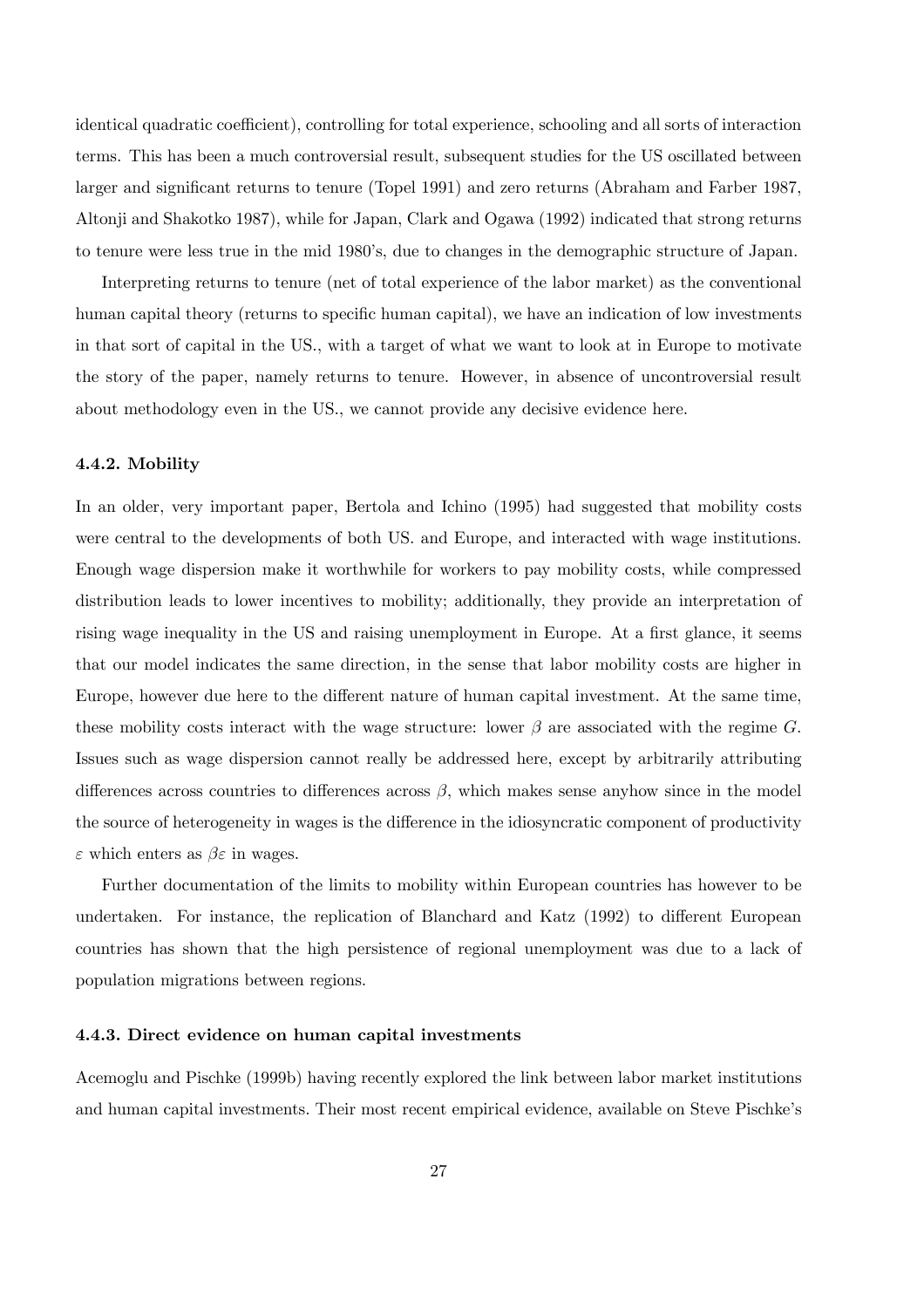identical quadratic coefficient), controlling for total experience, schooling and all sorts of interaction terms. This has been a much controversial result, subsequent studies for the US oscillated between larger and significant returns to tenure (Topel 1991) and zero returns (Abraham and Farber 1987, Altonji and Shakotko 1987), while for Japan, Clark and Ogawa (1992) indicated that strong returns to tenure were less true in the mid 1980's, due to changes in the demographic structure of Japan.

Interpreting returns to tenure (net of total experience of the labor market) as the conventional human capital theory (returns to specific human capital), we have an indication of low investments in that sort of capital in the US., with a target of what we want to look at in Europe to motivate the story of the paper, namely returns to tenure. However, in absence of uncontroversial result about methodology even in the US., we cannot provide any decisive evidence here.

### 4.4.2. Mobility

In an older, very important paper, Bertola and Ichino (1995) had suggested that mobility costs were central to the developments of both US. and Europe, and interacted with wage institutions. Enough wage dispersion make it worthwhile for workers to pay mobility costs, while compressed distribution leads to lower incentives to mobility; additionally, they provide an interpretation of rising wage inequality in the US and raising unemployment in Europe. At a first glance, it seems that our model indicates the same direction, in the sense that labor mobility costs are higher in Europe, however due here to the different nature of human capital investment. At the same time, these mobility costs interact with the wage structure: lower $\beta$ are associated with the regime $G$. Issues such as wage dispersion cannot really be addressed here, except by arbitrarily attributing differences across countries to differences across $\beta$, which makes sense anyhow since in the model the source of heterogeneity in wages is the difference in the idiosyncratic component of productivity $\varepsilon$ which enters as $\beta\varepsilon$ in wages.

Further documentation of the limits to mobility within European countries has however to be undertaken. For instance, the replication of Blanchard and Katz (1992) to different European countries has shown that the high persistence of regional unemployment was due to a lack of population migrations between regions.

### 4.4.3. Direct evidence on human capital investments

Acemoglu and Pischke (1999b) having recently explored the link between labor market institutions and human capital investments. Their most recent empirical evidence, available on Steve Pischke's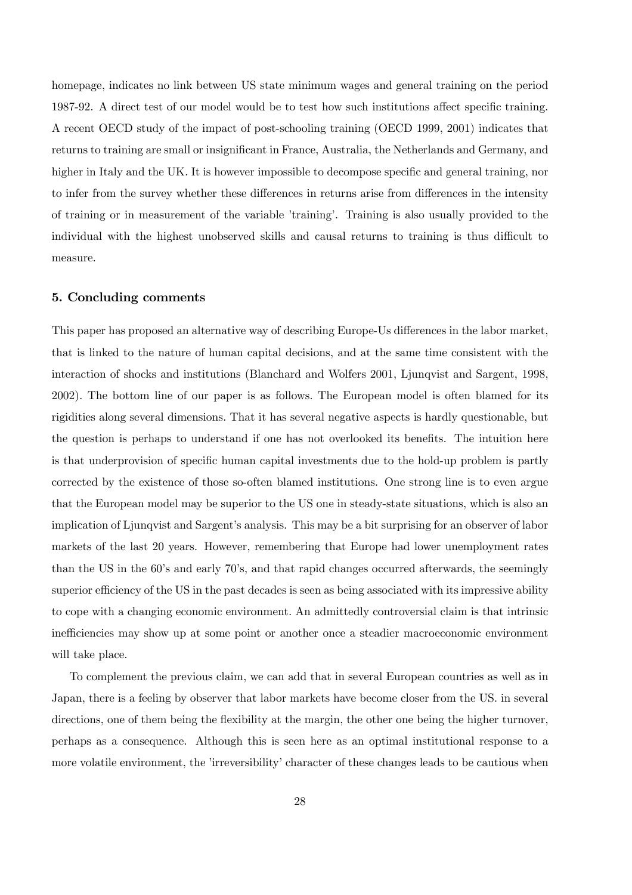homepage, indicates no link between US state minimum wages and general training on the period 1987-92. A direct test of our model would be to test how such institutions affect specific training. A recent OECD study of the impact of post-schooling training (OECD 1999, 2001) indicates that returns to training are small or insignificant in France, Australia, the Netherlands and Germany, and higher in Italy and the UK. It is however impossible to decompose specific and general training, nor to infer from the survey whether these differences in returns arise from differences in the intensity of training or in measurement of the variable 'training'. Training is also usually provided to the individual with the highest unobserved skills and causal returns to training is thus difficult to measure.

### 5. Concluding comments

This paper has proposed an alternative way of describing Europe-Us differences in the labor market, that is linked to the nature of human capital decisions, and at the same time consistent with the interaction of shocks and institutions (Blanchard and Wolfers 2001, Ljunqvist and Sargent, 1998, 2002). The bottom line of our paper is as follows. The European model is often blamed for its rigidities along several dimensions. That it has several negative aspects is hardly questionable, but the question is perhaps to understand if one has not overlooked its benefits. The intuition here is that underprovision of specific human capital investments due to the hold-up problem is partly corrected by the existence of those so-often blamed institutions. One strong line is to even argue that the European model may be superior to the US one in steady-state situations, which is also an implication of Ljunqvist and Sargent's analysis. This may be a bit surprising for an observer of labor markets of the last 20 years. However, remembering that Europe had lower unemployment rates than the US in the 60's and early 70's, and that rapid changes occurred afterwards, the seemingly superior efficiency of the US in the past decades is seen as being associated with its impressive ability to cope with a changing economic environment. An admittedly controversial claim is that intrinsic inefficiencies may show up at some point or another once a steadier macroeconomic environment will take place.

To complement the previous claim, we can add that in several European countries as well as in Japan, there is a feeling by observer that labor markets have become closer from the US. in several directions, one of them being the flexibility at the margin, the other one being the higher turnover, perhaps as a consequence. Although this is seen here as an optimal institutional response to a more volatile environment, the 'irreversibility' character of these changes leads to be cautious when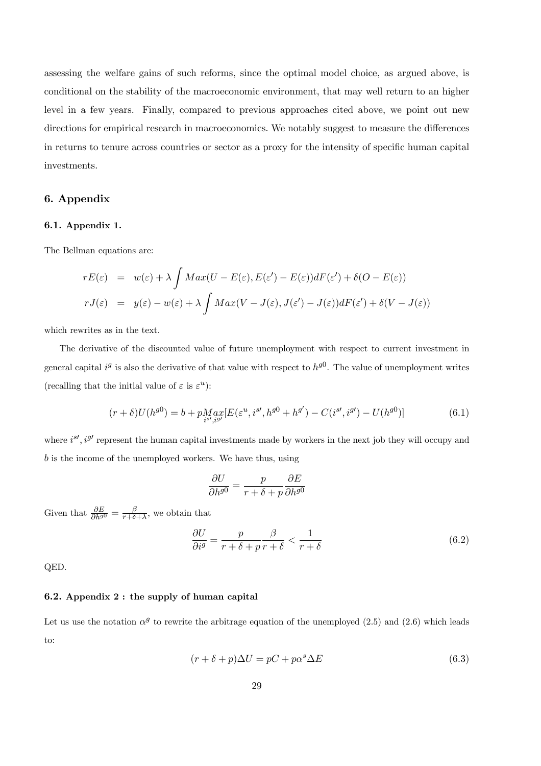assessing the welfare gains of such reforms, since the optimal model choice, as argued above, is conditional on the stability of the macroeconomic environment, that may well return to an higher level in a few years. Finally, compared to previous approaches cited above, we point out new directions for empirical research in macroeconomics. We notably suggest to measure the differences in returns to tenure across countries or sector as a proxy for the intensity of specific human capital investments.

## 6. Appendix

### 6.1. Appendix 1.

The Bellman equations are:

$$
\begin{aligned}
rE(\varepsilon) &= w(\varepsilon) + \lambda \int Max(U - E(\varepsilon), E(\varepsilon') - E(\varepsilon))dF(\varepsilon') + \delta(O - E(\varepsilon)) \\
rJ(\varepsilon) &= y(\varepsilon) - w(\varepsilon) + \lambda \int Max(V - J(\varepsilon), J(\varepsilon') - J(\varepsilon))dF(\varepsilon') + \delta(V - J(\varepsilon))
\end{aligned}
$$

which rewrites as in the text.

The derivative of the discounted value of future unemployment with respect to current investment in general capital $i^g$ is also the derivative of that value with respect to $h^{g0}$. The value of unemployment writes (recalling that the initial value of $\varepsilon$ is $\varepsilon^u$):

$$
(r + \delta)U(h^{g0}) = b + p\underset{i^{s\prime}, i^{g\prime}}{Max}[E(\varepsilon^u, i^{s\prime}, h^{g0} + h^{g\prime}) - C(i^{s\prime}, i^{g\prime}) - U(h^{g0})] \tag{6.1}
$$

where $i^{s\prime}, i^{g\prime}$ represent the human capital investments made by workers in the next job they will occupy and $b$ is the income of the unemployed workers. We have thus, using

$$
\frac{\partial U}{\partial h^{g0}} = \frac{p}{r + \delta + p}\frac{\partial E}{\partial h^{g0}}
$$

Given that $\frac{\partial E}{\partial h^{g0}} = \frac{\beta}{r+\delta+\lambda}$, we obtain that

$$
\frac{\partial U}{\partial i^g} = \frac{p}{r + \delta + p}\frac{\beta}{r + \delta} < \frac{1}{r + \delta} \tag{6.2}
$$

QED.

### 6.2. Appendix 2 : the supply of human capital

Let us use the notation $\alpha^g$ to rewrite the arbitrage equation of the unemployed (2.5) and (2.6) which leads to:

$$
(r + \delta + p)\Delta U = pC + p\alpha^s \Delta E \tag{6.3}
$$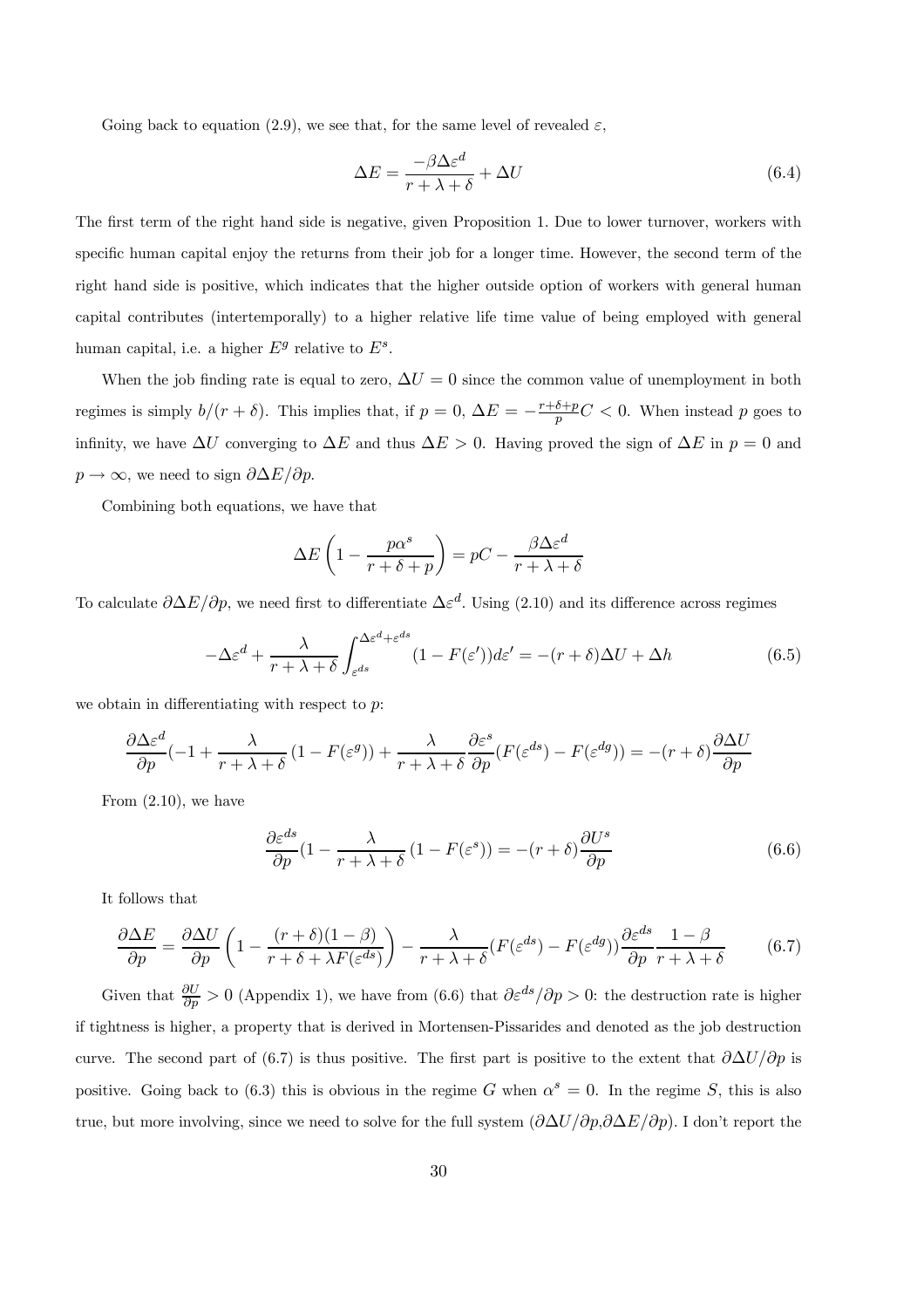Going back to equation (2.9), we see that, for the same level of revealed $\varepsilon$,

$$\Delta E = \frac{-\beta \Delta \varepsilon^d}{r+\lambda+\delta} + \Delta U \tag{6.4}$$

The first term of the right hand side is negative, given Proposition 1. Due to lower turnover, workers with specific human capital enjoy the returns from their job for a longer time. However, the second term of the right hand side is positive, which indicates that the higher outside option of workers with general human capital contributes (intertemporally) to a higher relative life time value of being employed with general human capital, i.e. a higher $E^g$ relative to $E^s$.

When the job finding rate is equal to zero, $\Delta U = 0$ since the common value of unemployment in both regimes is simply $b/(r+\delta)$. This implies that, if $p = 0$, $\Delta E = -\frac{r+\delta+p}{p} C < 0$. When instead $p$ goes to infinity, we have $\Delta U$ converging to $\Delta E$ and thus $\Delta E > 0$. Having proved the sign of $\Delta E$ in $p = 0$ and $p \to \infty$, we need to sign $\partial \Delta E / \partial p$.

Combining both equations, we have that

$$\Delta E \left(1 - \frac{p\alpha^s}{r+\delta+p}\right) = pC - \frac{\beta \Delta \varepsilon^d}{r+\lambda+\delta}$$

To calculate $\partial \Delta E / \partial p$, we need first to differentiate $\Delta \varepsilon^d$. Using (2.10) and its difference across regimes

$$-\Delta \varepsilon^d + \frac{\lambda}{r+\lambda+\delta} \int_{\varepsilon^{ds}}^{\Delta \varepsilon^d + \varepsilon^{ds}} (1 - F(\varepsilon')) d\varepsilon' = -(r+\delta)\Delta U + \Delta h \tag{6.5}$$

we obtain in differentiating with respect to $p$:

$$\frac{\partial \Delta \varepsilon^d}{\partial p}(-1 + \frac{\lambda}{r+\lambda+\delta}(1 - F(\varepsilon^g)) + \frac{\lambda}{r+\lambda+\delta}\frac{\partial \varepsilon^s}{\partial p}(F(\varepsilon^{ds}) - F(\varepsilon^{dg})) = -(r+\delta)\frac{\partial \Delta U}{\partial p}$$

From (2.10), we have

$$\frac{\partial \varepsilon^{ds}}{\partial p}(1 - \frac{\lambda}{r+\lambda+\delta}(1 - F(\varepsilon^s)) = -(r+\delta)\frac{\partial U^s}{\partial p} \tag{6.6}$$

It follows that

$$\frac{\partial \Delta E}{\partial p} = \frac{\partial \Delta U}{\partial p}\left(1 - \frac{(r+\delta)(1-\beta)}{r+\delta+\lambda F(\varepsilon^{ds})}\right) - \frac{\lambda}{r+\lambda+\delta}(F(\varepsilon^{ds}) - F(\varepsilon^{dg}))\frac{\partial \varepsilon^{ds}}{\partial p}\frac{1-\beta}{r+\lambda+\delta} \tag{6.7}$$

Given that $\frac{\partial U}{\partial p} > 0$ (Appendix 1), we have from (6.6) that $\partial \varepsilon^{ds}/\partial p > 0$: the destruction rate is higher if tightness is higher, a property that is derived in Mortensen-Pissarides and denoted as the job destruction curve. The second part of (6.7) is thus positive. The first part is positive to the extent that $\partial \Delta U / \partial p$ is positive. Going back to (6.3) this is obvious in the regime $G$ when $\alpha^s = 0$. In the regime $S$, this is also true, but more involving, since we need to solve for the full system ($\partial \Delta U/\partial p$,$\partial \Delta E/\partial p$). I don't report the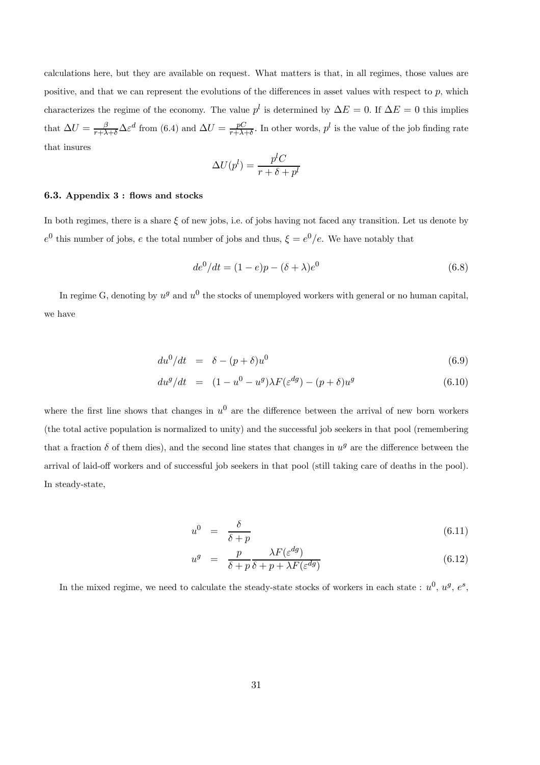calculations here, but they are available on request. What matters is that, in all regimes, those values are positive, and that we can represent the evolutions of the differences in asset values with respect to $p$, which characterizes the regime of the economy. The value $p^l$ is determined by $\Delta E = 0$. If $\Delta E = 0$ this implies that $\Delta U = \frac{\beta}{r+\lambda+\delta}\Delta\varepsilon^d$ from (6.4) and $\Delta U = \frac{pC}{r+\lambda+\delta}$. In other words, $p^l$ is the value of the job finding rate that insures

$$\Delta U(p^l) = \frac{p^l C}{r+\delta+p^l}$$

### 6.3. Appendix 3 : flows and stocks

In both regimes, there is a share $\xi$ of new jobs, i.e. of jobs having not faced any transition. Let us denote by $e^0$ this number of jobs, $e$ the total number of jobs and thus, $\xi = e^0/e$. We have notably that

$$de^0/dt = (1-e)p - (\delta+\lambda)e^0 \tag{6.8}$$

In regime G, denoting by $u^g$ and $u^0$ the stocks of unemployed workers with general or no human capital, we have

$$du^0/dt = \delta - (p+\delta)u^0 \tag{6.9}$$

$$du^g/dt = (1-u^0-u^g)\lambda F(\varepsilon^{dg}) - (p+\delta)u^g \tag{6.10}$$

where the first line shows that changes in $u^0$ are the difference between the arrival of new born workers (the total active population is normalized to unity) and the successful job seekers in that pool (remembering that a fraction $\delta$ of them dies), and the second line states that changes in $u^g$ are the difference between the arrival of laid-off workers and of successful job seekers in that pool (still taking care of deaths in the pool). In steady-state,

$$u^0 = \frac{\delta}{\delta+p} \tag{6.11}$$

$$u^g = \frac{p}{\delta+p}\frac{\lambda F(\varepsilon^{dg})}{\delta+p+\lambda F(\varepsilon^{dg})} \tag{6.12}$$

In the mixed regime, we need to calculate the steady-state stocks of workers in each state : $u^0$, $u^g$, $e^s$,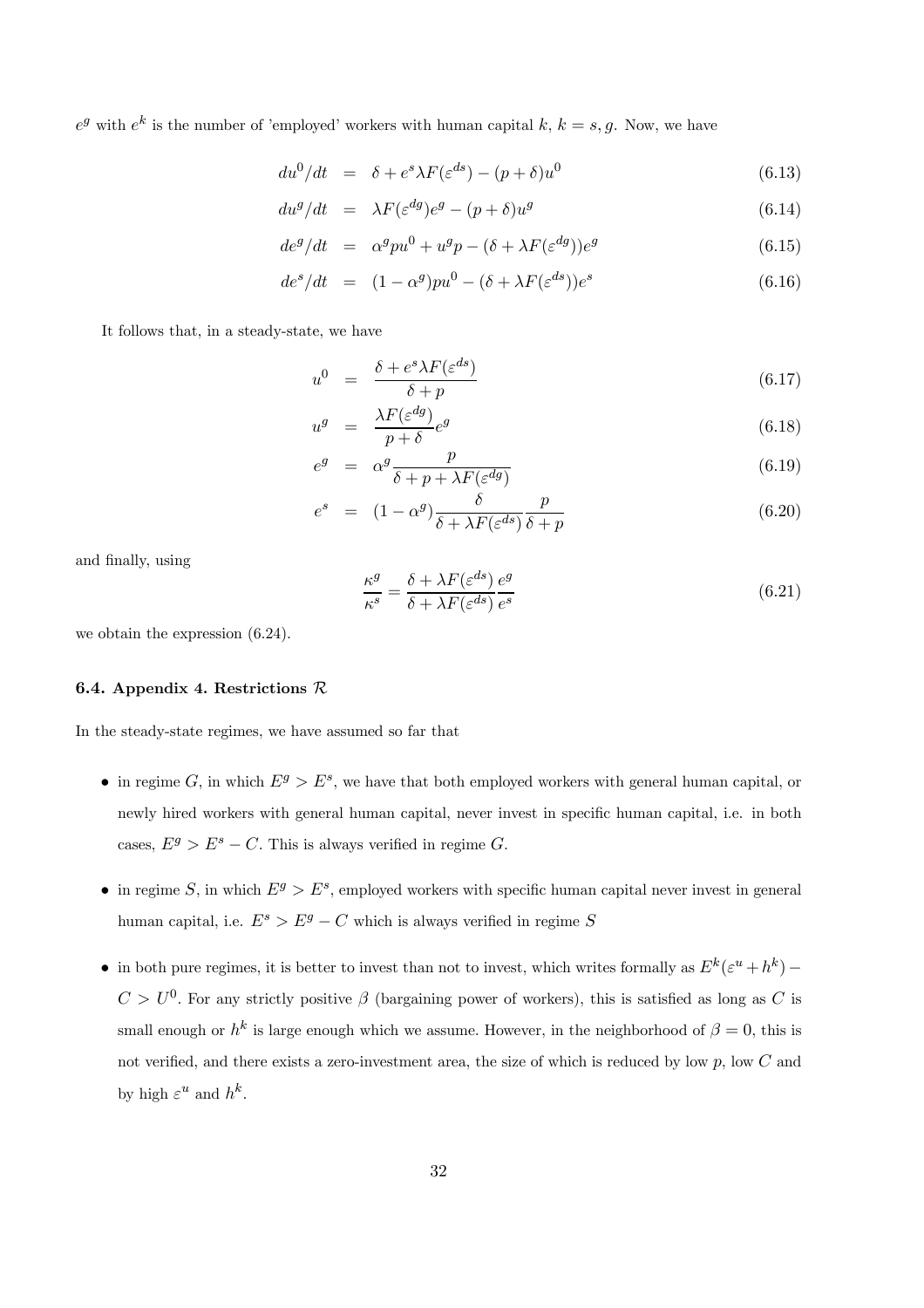$e^g$ with $e^k$ is the number of 'employed' workers with human capital $k$, $k = s, g$. Now, we have

$$du^0/dt = \delta + e^s \lambda F(\varepsilon^{ds}) - (p+\delta)u^0 \tag{6.13}$$

$$du^g/dt = \lambda F(\varepsilon^{dg})e^g - (p+\delta)u^g \tag{6.14}$$

$$de^g/dt = \alpha^g p u^0 + u^g p - (\delta + \lambda F(\varepsilon^{dg}))e^g \tag{6.15}$$

$$de^s/dt = (1-\alpha^g)pu^0 - (\delta + \lambda F(\varepsilon^{ds}))e^s \tag{6.16}$$

It follows that, in a steady-state, we have

$$u^0 = \frac{\delta + e^s \lambda F(\varepsilon^{ds})}{\delta + p} \tag{6.17}$$

$$u^g = \frac{\lambda F(\varepsilon^{dg})}{p+\delta} e^g \tag{6.18}$$

$$e^g = \alpha^g \frac{p}{\delta + p + \lambda F(\varepsilon^{dg})} \tag{6.19}$$

$$e^s = (1-\alpha^g)\frac{\delta}{\delta + \lambda F(\varepsilon^{ds})}\frac{p}{\delta + p} \tag{6.20}$$

and finally, using

$$\frac{\kappa^g}{\kappa^s} = \frac{\delta + \lambda F(\varepsilon^{ds})}{\delta + \lambda F(\varepsilon^{ds})}\frac{e^g}{e^s} \tag{6.21}$$

we obtain the expression (6.24).

#### 6.4. Appendix 4. Restrictions $\mathcal{R}$

In the steady-state regimes, we have assumed so far that

- in regime $G$, in which $E^g > E^s$, we have that both employed workers with general human capital, or newly hired workers with general human capital, never invest in specific human capital, i.e. in both cases, $E^g > E^s - C$. This is always verified in regime $G$.
- in regime $S$, in which $E^g > E^s$, employed workers with specific human capital never invest in general human capital, i.e. $E^s > E^g - C$ which is always verified in regime $S$
- in both pure regimes, it is better to invest than not to invest, which writes formally as $E^k(\varepsilon^u + h^k) - C > U^0$. For any strictly positive $\beta$ (bargaining power of workers), this is satisfied as long as $C$ is small enough or $h^k$ is large enough which we assume. However, in the neighborhood of $\beta = 0$, this is not verified, and there exists a zero-investment area, the size of which is reduced by low $p$, low $C$ and by high $\varepsilon^u$ and $h^k$.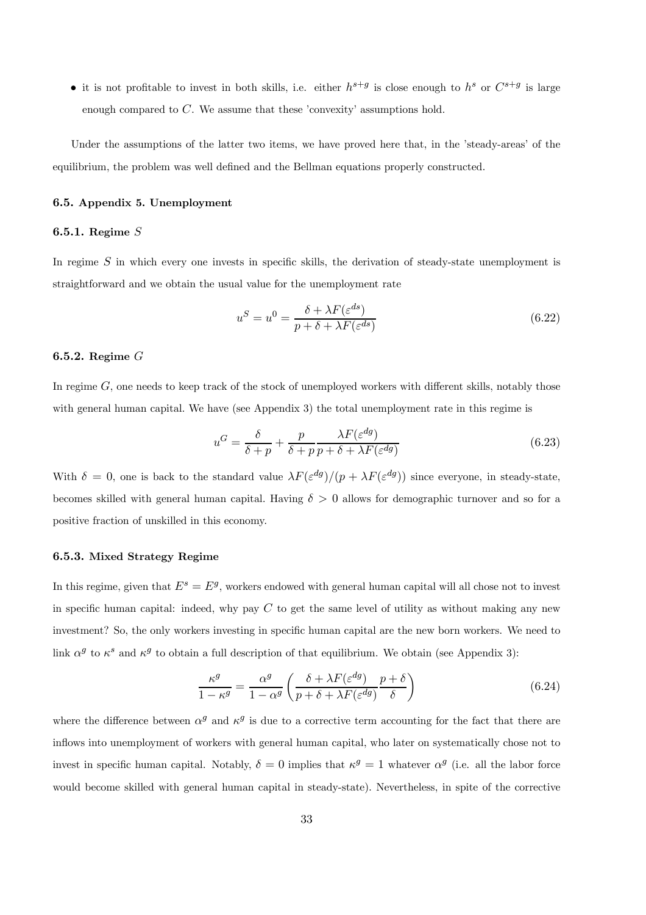- it is not profitable to invest in both skills, i.e. either $h^{s+g}$ is close enough to $h^s$ or $C^{s+g}$ is large enough compared to $C$. We assume that these 'convexity' assumptions hold.

Under the assumptions of the latter two items, we have proved here that, in the 'steady-areas' of the equilibrium, the problem was well defined and the Bellman equations properly constructed.

### 6.5. Appendix 5. Unemployment

#### 6.5.1. Regime $S$

In regime $S$ in which every one invests in specific skills, the derivation of steady-state unemployment is straightforward and we obtain the usual value for the unemployment rate

$$u^S = u^0 = \frac{\delta + \lambda F(\varepsilon^{ds})}{p + \delta + \lambda F(\varepsilon^{ds})} \tag{6.22}$$

#### 6.5.2. Regime $G$

In regime $G$, one needs to keep track of the stock of unemployed workers with different skills, notably those with general human capital. We have (see Appendix 3) the total unemployment rate in this regime is

$$u^G = \frac{\delta}{\delta + p} + \frac{p}{\delta + p}\frac{\lambda F(\varepsilon^{dg})}{p + \delta + \lambda F(\varepsilon^{dg})} \tag{6.23}$$

With $\delta = 0$, one is back to the standard value $\lambda F(\varepsilon^{dg})/(p + \lambda F(\varepsilon^{dg}))$ since everyone, in steady-state, becomes skilled with general human capital. Having $\delta > 0$ allows for demographic turnover and so for a positive fraction of unskilled in this economy.

#### 6.5.3. Mixed Strategy Regime

In this regime, given that $E^s = E^g$, workers endowed with general human capital will all chose not to invest in specific human capital: indeed, why pay $C$ to get the same level of utility as without making any new investment? So, the only workers investing in specific human capital are the new born workers. We need to link $\alpha^g$ to $\kappa^s$ and $\kappa^g$ to obtain a full description of that equilibrium. We obtain (see Appendix 3):

$$\frac{\kappa^g}{1 - \kappa^g} = \frac{\alpha^g}{1 - \alpha^g}\left(\frac{\delta + \lambda F(\varepsilon^{dg})}{p + \delta + \lambda F(\varepsilon^{dg})}\frac{p + \delta}{\delta}\right) \tag{6.24}$$

where the difference between $\alpha^g$ and $\kappa^g$ is due to a corrective term accounting for the fact that there are inflows into unemployment of workers with general human capital, who later on systematically chose not to invest in specific human capital. Notably, $\delta = 0$ implies that $\kappa^g = 1$ whatever $\alpha^g$ (i.e. all the labor force would become skilled with general human capital in steady-state). Nevertheless, in spite of the corrective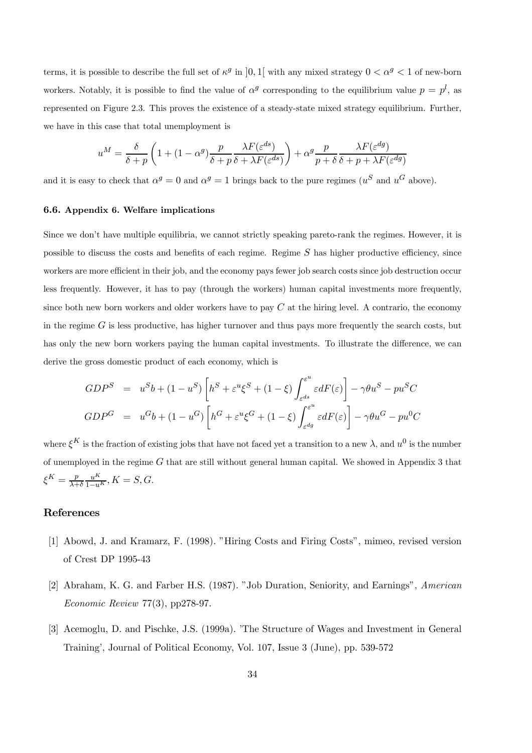terms, it is possible to describe the full set of $\kappa^g$ in $]0,1[$ with any mixed strategy $0 < \alpha^g < 1$ of new-born workers. Notably, it is possible to find the value of $\alpha^g$ corresponding to the equilibrium value $p = p^l$, as represented on Figure 2.3. This proves the existence of a steady-state mixed strategy equilibrium. Further, we have in this case that total unemployment is

$$u^M = \frac{\delta}{\delta + p}\left(1 + (1-\alpha^g)\frac{p}{\delta + p}\frac{\lambda F(\varepsilon^{ds})}{\delta + \lambda F(\varepsilon^{ds})}\right) + \alpha^g \frac{p}{p+\delta}\frac{\lambda F(\varepsilon^{dg})}{\delta + p + \lambda F(\varepsilon^{dg})}$$

and it is easy to check that $\alpha^g = 0$ and $\alpha^g = 1$ brings back to the pure regimes ($u^S$ and $u^G$ above).

### 6.6. Appendix 6. Welfare implications

Since we don't have multiple equilibria, we cannot strictly speaking pareto-rank the regimes. However, it is possible to discuss the costs and benefits of each regime. Regime $S$ has higher productive efficiency, since workers are more efficient in their job, and the economy pays fewer job search costs since job destruction occur less frequently. However, it has to pay (through the workers) human capital investments more frequently, since both new born workers and older workers have to pay $C$ at the hiring level. A contrario, the economy in the regime $G$ is less productive, has higher turnover and thus pays more frequently the search costs, but has only the new born workers paying the human capital investments. To illustrate the difference, we can derive the gross domestic product of each economy, which is

$$\begin{aligned}
GDP^S &= u^S b + (1-u^S)\left[h^S + \varepsilon^u \xi^S + (1-\xi)\int_{\varepsilon^{ds}}^{\varepsilon^u} \varepsilon dF(\varepsilon)\right] - \gamma\theta u^S - p u^S C \\
GDP^G &= u^G b + (1-u^G)\left[h^G + \varepsilon^u \xi^G + (1-\xi)\int_{\varepsilon^{dg}}^{\varepsilon^u} \varepsilon dF(\varepsilon)\right] - \gamma\theta u^G - p u^0 C
\end{aligned}$$

where $\xi^K$ is the fraction of existing jobs that have not faced yet a transition to a new $\lambda$, and $u^0$ is the number of unemployed in the regime $G$ that are still without general human capital. We showed in Appendix 3 that $\xi^K = \frac{p}{\lambda+\delta}\frac{u^K}{1-u^K}, K = S, G$.

## References

[1] Abowd, J. and Kramarz, F. (1998). "Hiring Costs and Firing Costs", mimeo, revised version of Crest DP 1995-43

[2] Abraham, K. G. and Farber H.S. (1987). "Job Duration, Seniority, and Earnings", *American Economic Review* 77(3), pp278-97.

[3] Acemoglu, D. and Pischke, J.S. (1999a). 'The Structure of Wages and Investment in General Training', Journal of Political Economy, Vol. 107, Issue 3 (June), pp. 539-572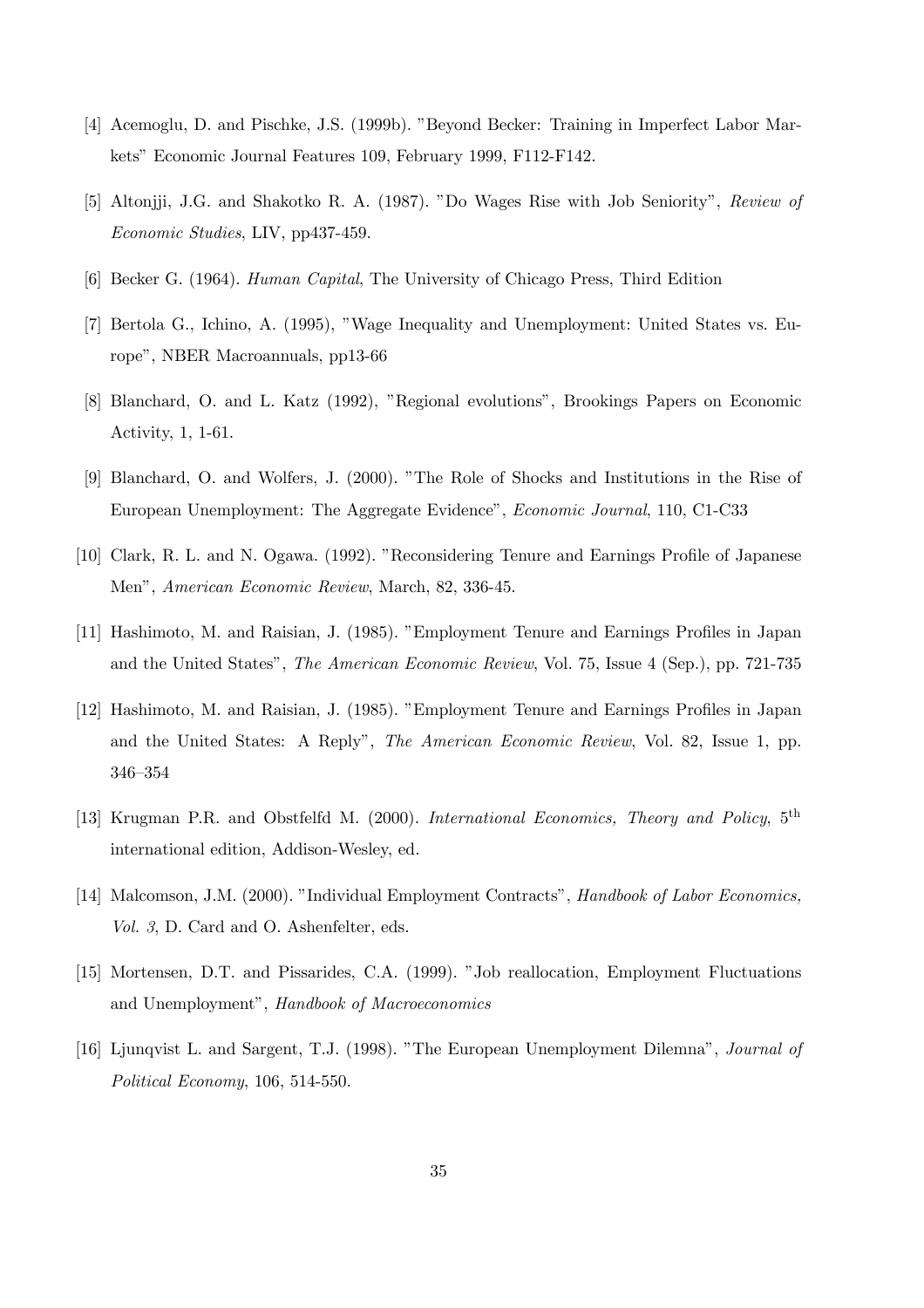[4] Acemoglu, D. and Pischke, J.S. (1999b). "Beyond Becker: Training in Imperfect Labor Markets" Economic Journal Features 109, February 1999, F112-F142.

[5] Altonjji, J.G. and Shakotko R. A. (1987). "Do Wages Rise with Job Seniority", *Review of Economic Studies*, LIV, pp437-459.

[6] Becker G. (1964). *Human Capital*, The University of Chicago Press, Third Edition

[7] Bertola G., Ichino, A. (1995), "Wage Inequality and Unemployment: United States vs. Europe", NBER Macroannuals, pp13-66

[8] Blanchard, O. and L. Katz (1992), "Regional evolutions", Brookings Papers on Economic Activity, 1, 1-61.

[9] Blanchard, O. and Wolfers, J. (2000). "The Role of Shocks and Institutions in the Rise of European Unemployment: The Aggregate Evidence", *Economic Journal*, 110, C1-C33

[10] Clark, R. L. and N. Ogawa. (1992). "Reconsidering Tenure and Earnings Profile of Japanese Men", *American Economic Review*, March, 82, 336-45.

[11] Hashimoto, M. and Raisian, J. (1985). "Employment Tenure and Earnings Profiles in Japan and the United States", *The American Economic Review*, Vol. 75, Issue 4 (Sep.), pp. 721-735

[12] Hashimoto, M. and Raisian, J. (1985). "Employment Tenure and Earnings Profiles in Japan and the United States: A Reply", *The American Economic Review*, Vol. 82, Issue 1, pp. 346–354

[13] Krugman P.R. and Obstfelfd M. (2000). *International Economics, Theory and Policy*, 5th international edition, Addison-Wesley, ed.

[14] Malcomson, J.M. (2000). "Individual Employment Contracts", *Handbook of Labor Economics, Vol. 3*, D. Card and O. Ashenfelter, eds.

[15] Mortensen, D.T. and Pissarides, C.A. (1999). "Job reallocation, Employment Fluctuations and Unemployment", *Handbook of Macroeconomics*

[16] Ljunqvist L. and Sargent, T.J. (1998). "The European Unemployment Dilemna", *Journal of Political Economy*, 106, 514-550.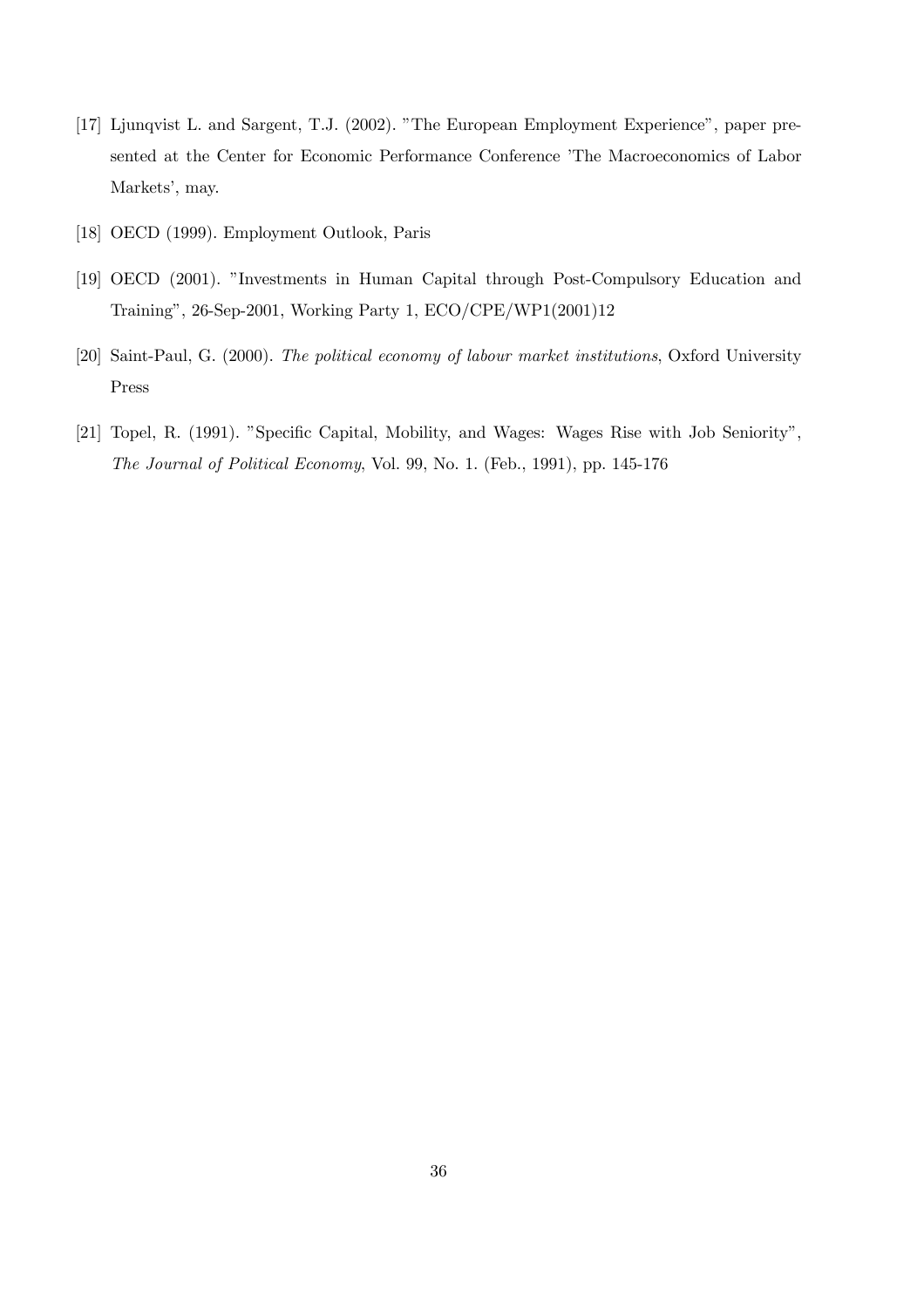[17] Ljunqvist L. and Sargent, T.J. (2002). "The European Employment Experience", paper presented at the Center for Economic Performance Conference 'The Macroeconomics of Labor Markets', may.

[18] OECD (1999). Employment Outlook, Paris

[19] OECD (2001). "Investments in Human Capital through Post-Compulsory Education and Training", 26-Sep-2001, Working Party 1, ECO/CPE/WP1(2001)12

[20] Saint-Paul, G. (2000). *The political economy of labour market institutions*, Oxford University Press

[21] Topel, R. (1991). "Specific Capital, Mobility, and Wages: Wages Rise with Job Seniority", *The Journal of Political Economy*, Vol. 99, No. 1. (Feb., 1991), pp. 145-176